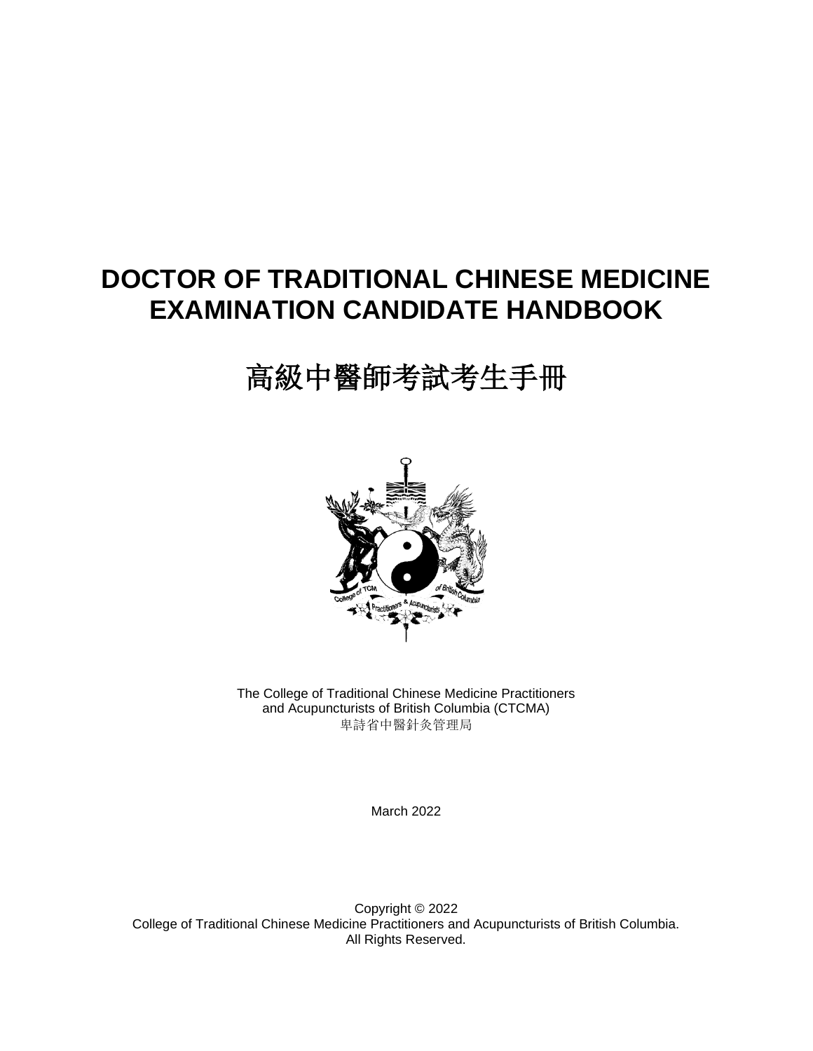# DOCTOR OF TRADITIONAL CHINESE MEDICINE EXAMINATION CANDIDATE HANDBOOK

# 高級中醫師考試考生手冊

The College of Traditional Chinese Medicine Practitioners and Acupuncturists of British Columbia (CTCMA)
卑詩省中醫針灸管理局

March 2022

Copyright © 2022
College of Traditional Chinese Medicine Practitioners and Acupuncturists of British Columbia.
All Rights Reserved.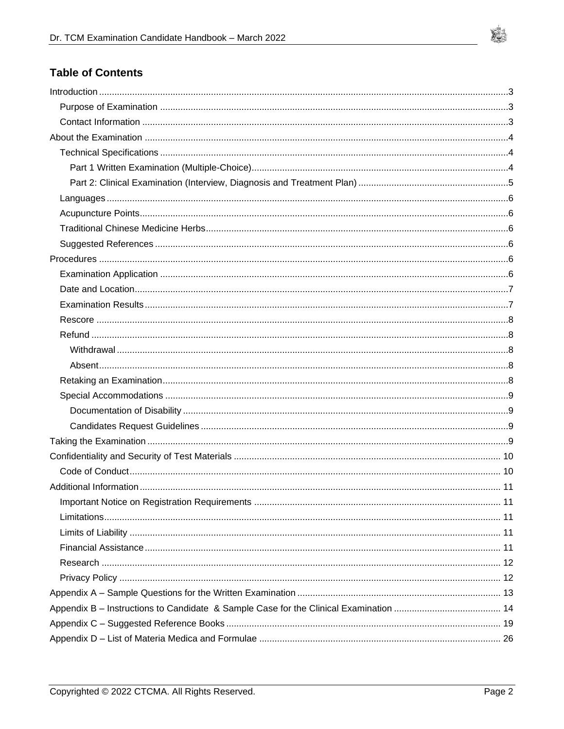## Table of Contents

- Introduction ........ 3
  - Purpose of Examination ........ 3
  - Contact Information ........ 3
- About the Examination ........ 4
  - Technical Specifications ........ 4
    - Part 1 Written Examination (Multiple-Choice) ........ 4
    - Part 2: Clinical Examination (Interview, Diagnosis and Treatment Plan) ........ 5
  - Languages ........ 6
  - Acupuncture Points ........ 6
  - Traditional Chinese Medicine Herbs ........ 6
  - Suggested References ........ 6
- Procedures ........ 6
  - Examination Application ........ 6
  - Date and Location ........ 7
  - Examination Results ........ 7
  - Rescore ........ 8
  - Refund ........ 8
    - Withdrawal ........ 8
    - Absent ........ 8
  - Retaking an Examination ........ 8
  - Special Accommodations ........ 9
    - Documentation of Disability ........ 9
    - Candidates Request Guidelines ........ 9
- Taking the Examination ........ 9
- Confidentiality and Security of Test Materials ........ 10
  - Code of Conduct ........ 10
- Additional Information ........ 11
  - Important Notice on Registration Requirements ........ 11
  - Limitations ........ 11
  - Limits of Liability ........ 11
  - Financial Assistance ........ 11
  - Research ........ 12
  - Privacy Policy ........ 12
- Appendix A – Sample Questions for the Written Examination ........ 13
- Appendix B – Instructions to Candidate & Sample Case for the Clinical Examination ........ 14
- Appendix C – Suggested Reference Books ........ 19
- Appendix D – List of Materia Medica and Formulae ........ 26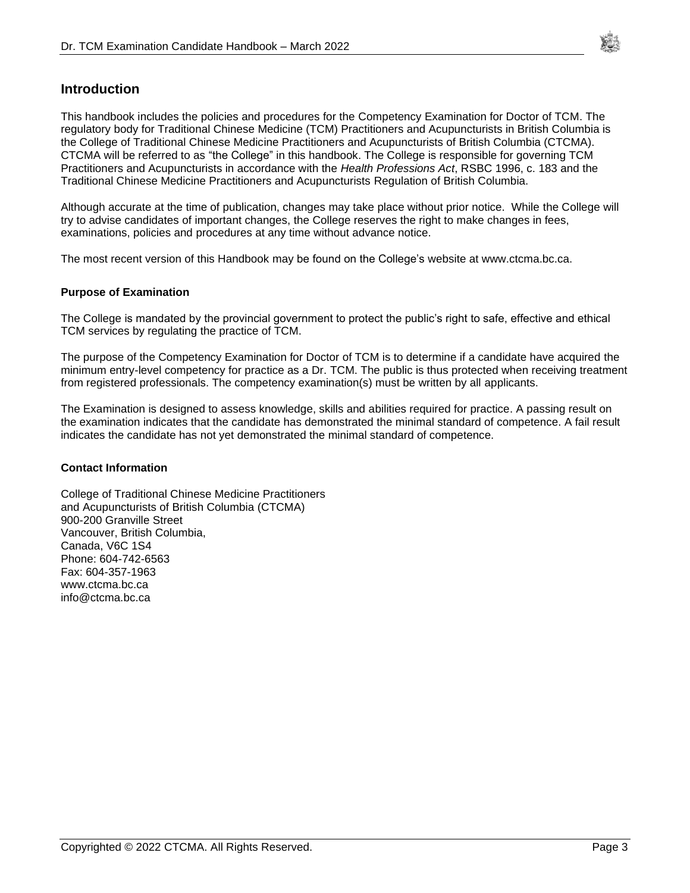## Introduction

This handbook includes the policies and procedures for the Competency Examination for Doctor of TCM. The regulatory body for Traditional Chinese Medicine (TCM) Practitioners and Acupuncturists in British Columbia is the College of Traditional Chinese Medicine Practitioners and Acupuncturists of British Columbia (CTCMA). CTCMA will be referred to as "the College" in this handbook. The College is responsible for governing TCM Practitioners and Acupuncturists in accordance with the *Health Professions Act*, RSBC 1996, c. 183 and the Traditional Chinese Medicine Practitioners and Acupuncturists Regulation of British Columbia.

Although accurate at the time of publication, changes may take place without prior notice. While the College will try to advise candidates of important changes, the College reserves the right to make changes in fees, examinations, policies and procedures at any time without advance notice.

The most recent version of this Handbook may be found on the College's website at www.ctcma.bc.ca.

### Purpose of Examination

The College is mandated by the provincial government to protect the public's right to safe, effective and ethical TCM services by regulating the practice of TCM.

The purpose of the Competency Examination for Doctor of TCM is to determine if a candidate have acquired the minimum entry-level competency for practice as a Dr. TCM. The public is thus protected when receiving treatment from registered professionals. The competency examination(s) must be written by all applicants.

The Examination is designed to assess knowledge, skills and abilities required for practice. A passing result on the examination indicates that the candidate has demonstrated the minimal standard of competence. A fail result indicates the candidate has not yet demonstrated the minimal standard of competence.

### Contact Information

College of Traditional Chinese Medicine Practitioners
and Acupuncturists of British Columbia (CTCMA)
900-200 Granville Street
Vancouver, British Columbia,
Canada, V6C 1S4
Phone: 604-742-6563
Fax: 604-357-1963
www.ctcma.bc.ca
info@ctcma.bc.ca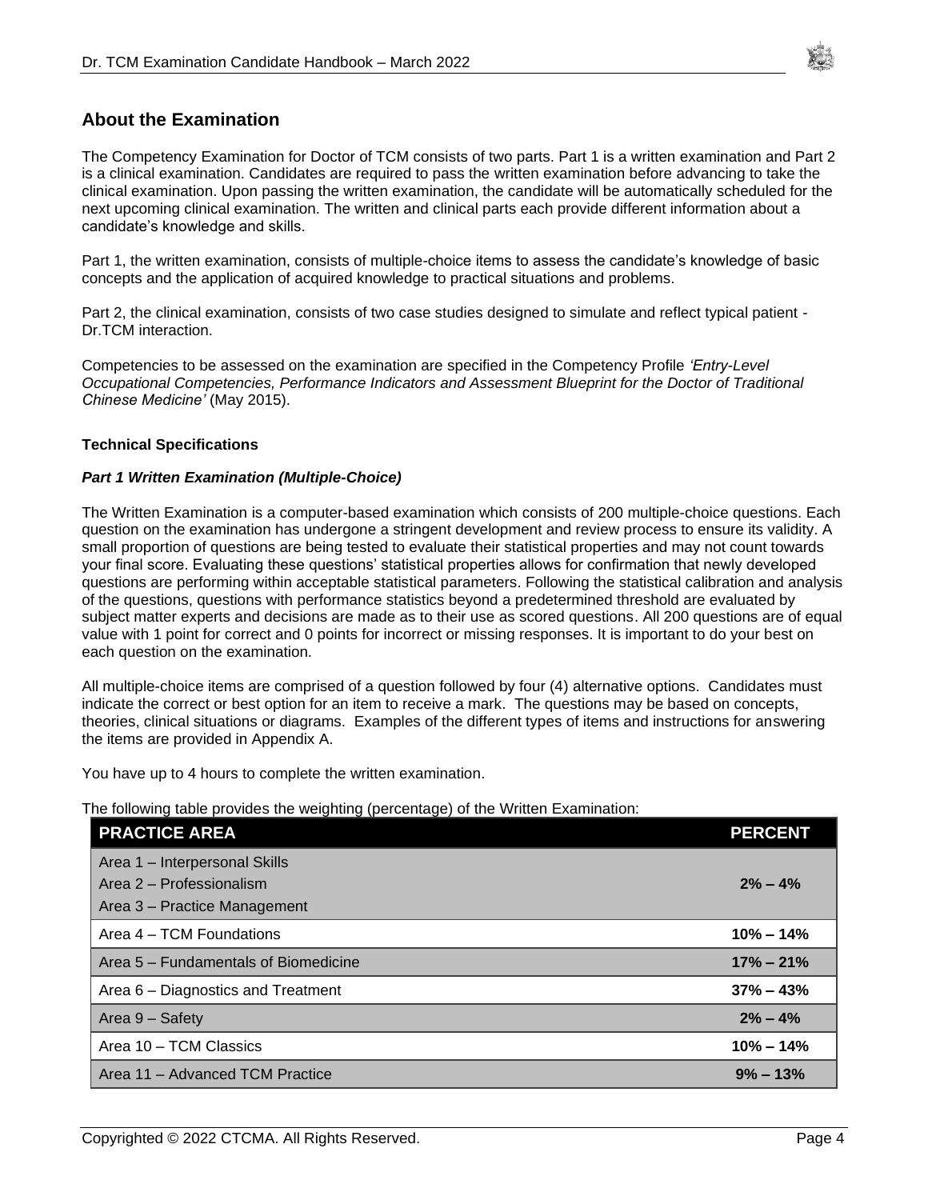## About the Examination

The Competency Examination for Doctor of TCM consists of two parts. Part 1 is a written examination and Part 2 is a clinical examination. Candidates are required to pass the written examination before advancing to take the clinical examination. Upon passing the written examination, the candidate will be automatically scheduled for the next upcoming clinical examination. The written and clinical parts each provide different information about a candidate's knowledge and skills.

Part 1, the written examination, consists of multiple-choice items to assess the candidate's knowledge of basic concepts and the application of acquired knowledge to practical situations and problems.

Part 2, the clinical examination, consists of two case studies designed to simulate and reflect typical patient - Dr.TCM interaction.

Competencies to be assessed on the examination are specified in the Competency Profile *'Entry-Level Occupational Competencies, Performance Indicators and Assessment Blueprint for the Doctor of Traditional Chinese Medicine'* (May 2015).

### Technical Specifications

#### *Part 1 Written Examination (Multiple-Choice)*

The Written Examination is a computer-based examination which consists of 200 multiple-choice questions. Each question on the examination has undergone a stringent development and review process to ensure its validity. A small proportion of questions are being tested to evaluate their statistical properties and may not count towards your final score. Evaluating these questions' statistical properties allows for confirmation that newly developed questions are performing within acceptable statistical parameters. Following the statistical calibration and analysis of the questions, questions with performance statistics beyond a predetermined threshold are evaluated by subject matter experts and decisions are made as to their use as scored questions. All 200 questions are of equal value with 1 point for correct and 0 points for incorrect or missing responses. It is important to do your best on each question on the examination.

All multiple-choice items are comprised of a question followed by four (4) alternative options. Candidates must indicate the correct or best option for an item to receive a mark. The questions may be based on concepts, theories, clinical situations or diagrams. Examples of the different types of items and instructions for answering the items are provided in Appendix A.

You have up to 4 hours to complete the written examination.

The following table provides the weighting (percentage) of the Written Examination:

| PRACTICE AREA | PERCENT |
|---|---|
| Area 1 – Interpersonal Skills<br>Area 2 – Professionalism<br>Area 3 – Practice Management | **2% – 4%** |
| Area 4 – TCM Foundations | **10% – 14%** |
| Area 5 – Fundamentals of Biomedicine | **17% – 21%** |
| Area 6 – Diagnostics and Treatment | **37% – 43%** |
| Area 9 – Safety | **2% – 4%** |
| Area 10 – TCM Classics | **10% – 14%** |
| Area 11 – Advanced TCM Practice | **9% – 13%** |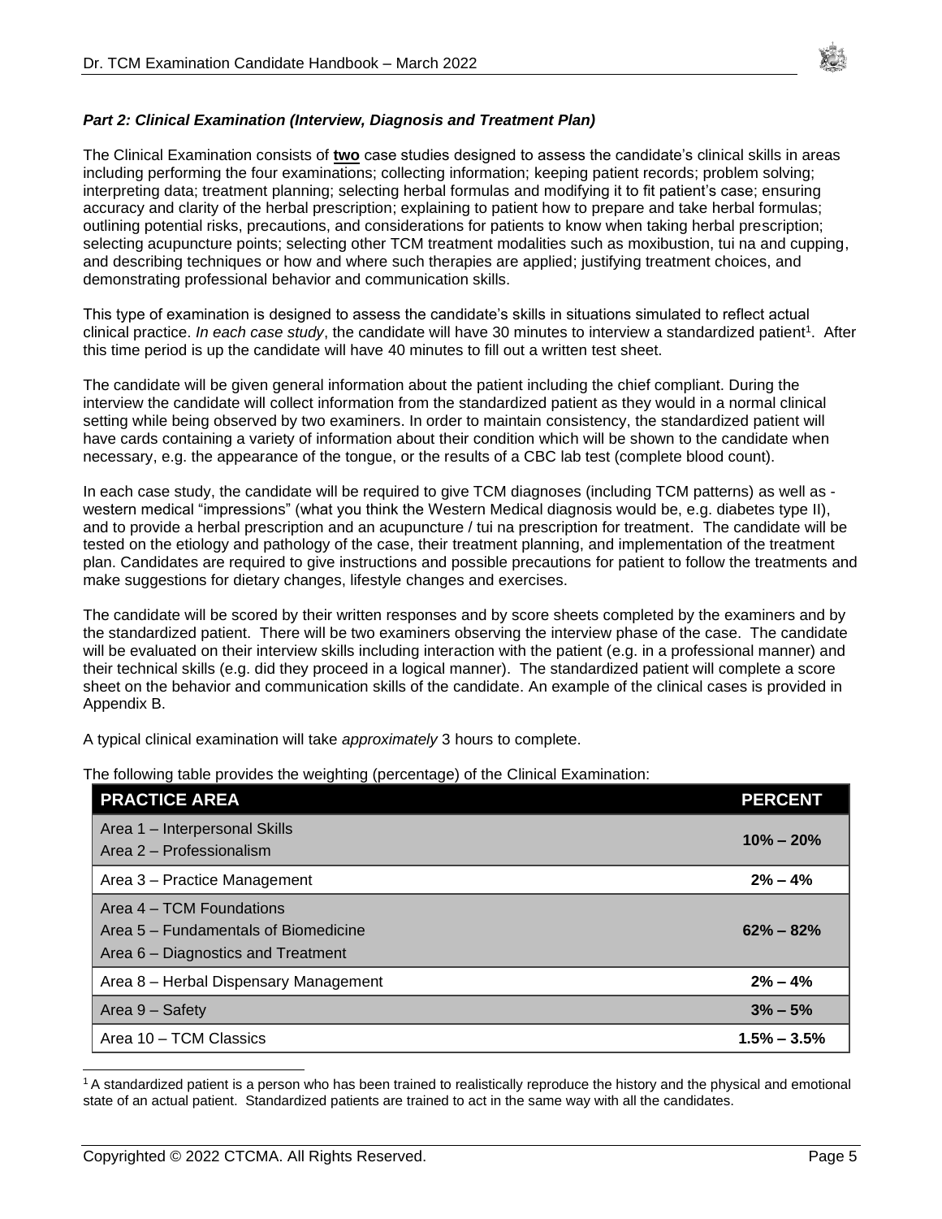***Part 2: Clinical Examination (Interview, Diagnosis and Treatment Plan)***

The Clinical Examination consists of **two** case studies designed to assess the candidate's clinical skills in areas including performing the four examinations; collecting information; keeping patient records; problem solving; interpreting data; treatment planning; selecting herbal formulas and modifying it to fit patient's case; ensuring accuracy and clarity of the herbal prescription; explaining to patient how to prepare and take herbal formulas; outlining potential risks, precautions, and considerations for patients to know when taking herbal prescription; selecting acupuncture points; selecting other TCM treatment modalities such as moxibustion, tui na and cupping, and describing techniques or how and where such therapies are applied; justifying treatment choices, and demonstrating professional behavior and communication skills.

This type of examination is designed to assess the candidate's skills in situations simulated to reflect actual clinical practice. *In each case study*, the candidate will have 30 minutes to interview a standardized patient[1]. After this time period is up the candidate will have 40 minutes to fill out a written test sheet.

The candidate will be given general information about the patient including the chief compliant. During the interview the candidate will collect information from the standardized patient as they would in a normal clinical setting while being observed by two examiners. In order to maintain consistency, the standardized patient will have cards containing a variety of information about their condition which will be shown to the candidate when necessary, e.g. the appearance of the tongue, or the results of a CBC lab test (complete blood count).

In each case study, the candidate will be required to give TCM diagnoses (including TCM patterns) as well as - western medical "impressions" (what you think the Western Medical diagnosis would be, e.g. diabetes type II), and to provide a herbal prescription and an acupuncture / tui na prescription for treatment. The candidate will be tested on the etiology and pathology of the case, their treatment planning, and implementation of the treatment plan. Candidates are required to give instructions and possible precautions for patient to follow the treatments and make suggestions for dietary changes, lifestyle changes and exercises.

The candidate will be scored by their written responses and by score sheets completed by the examiners and by the standardized patient. There will be two examiners observing the interview phase of the case. The candidate will be evaluated on their interview skills including interaction with the patient (e.g. in a professional manner) and their technical skills (e.g. did they proceed in a logical manner). The standardized patient will complete a score sheet on the behavior and communication skills of the candidate. An example of the clinical cases is provided in Appendix B.

A typical clinical examination will take *approximately* 3 hours to complete.

The following table provides the weighting (percentage) of the Clinical Examination:

| PRACTICE AREA | PERCENT |
|---|---|
| Area 1 – Interpersonal Skills<br>Area 2 – Professionalism | **10% – 20%** |
| Area 3 – Practice Management | **2% – 4%** |
| Area 4 – TCM Foundations<br>Area 5 – Fundamentals of Biomedicine<br>Area 6 – Diagnostics and Treatment | **62% – 82%** |
| Area 8 – Herbal Dispensary Management | **2% – 4%** |
| Area 9 – Safety | **3% – 5%** |
| Area 10 – TCM Classics | **1.5% – 3.5%** |

[1] A standardized patient is a person who has been trained to realistically reproduce the history and the physical and emotional state of an actual patient. Standardized patients are trained to act in the same way with all the candidates.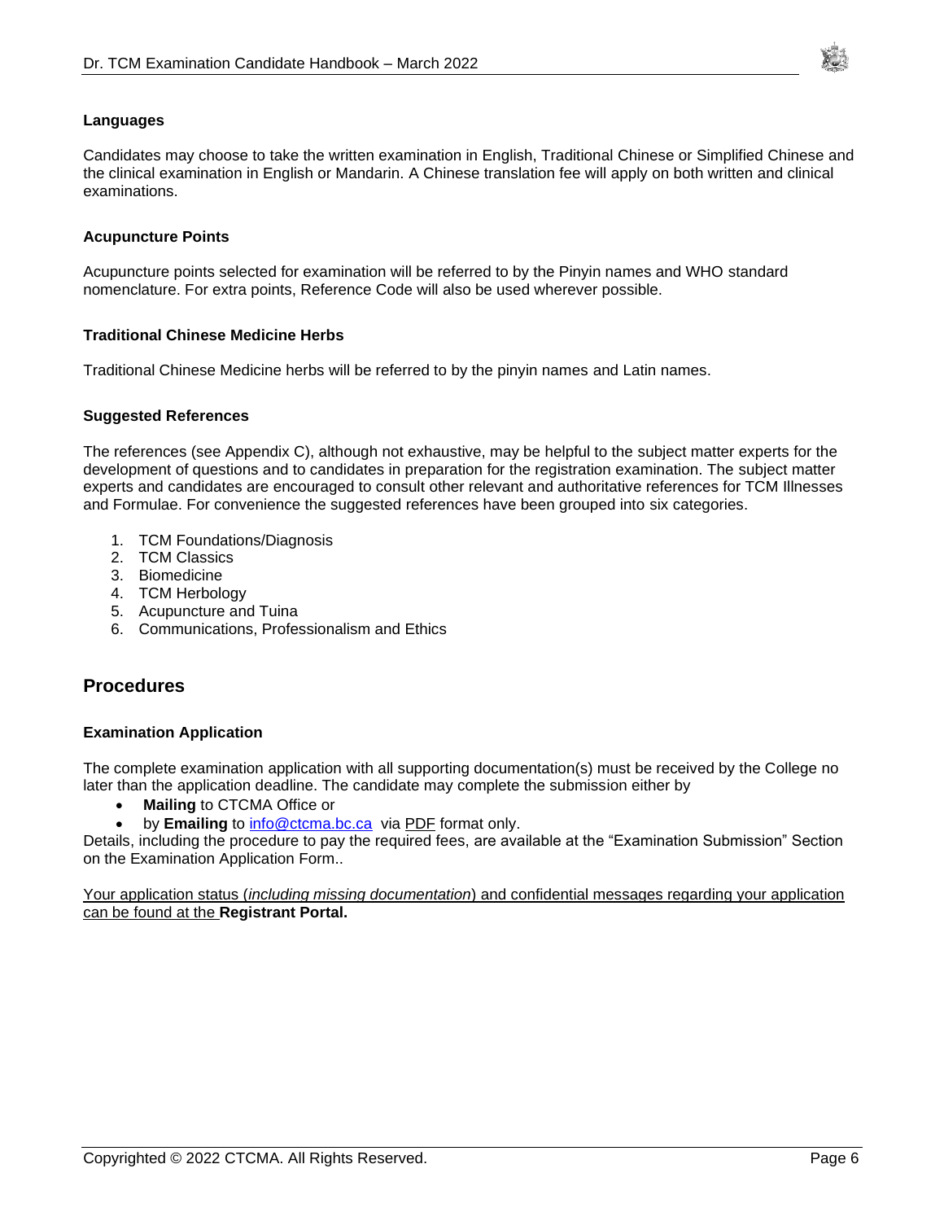### Languages

Candidates may choose to take the written examination in English, Traditional Chinese or Simplified Chinese and the clinical examination in English or Mandarin. A Chinese translation fee will apply on both written and clinical examinations.

### Acupuncture Points

Acupuncture points selected for examination will be referred to by the Pinyin names and WHO standard nomenclature. For extra points, Reference Code will also be used wherever possible.

### Traditional Chinese Medicine Herbs

Traditional Chinese Medicine herbs will be referred to by the pinyin names and Latin names.

### Suggested References

The references (see Appendix C), although not exhaustive, may be helpful to the subject matter experts for the development of questions and to candidates in preparation for the registration examination. The subject matter experts and candidates are encouraged to consult other relevant and authoritative references for TCM Illnesses and Formulae. For convenience the suggested references have been grouped into six categories.

1. TCM Foundations/Diagnosis
2. TCM Classics
3. Biomedicine
4. TCM Herbology
5. Acupuncture and Tuina
6. Communications, Professionalism and Ethics

## Procedures

### Examination Application

The complete examination application with all supporting documentation(s) must be received by the College no later than the application deadline. The candidate may complete the submission either by

- **Mailing** to CTCMA Office or
- by **Emailing** to info@ctcma.bc.ca via PDF format only.

Details, including the procedure to pay the required fees, are available at the "Examination Submission" Section on the Examination Application Form..

Your application status (*including missing documentation*) and confidential messages regarding your application can be found at the **Registrant Portal.**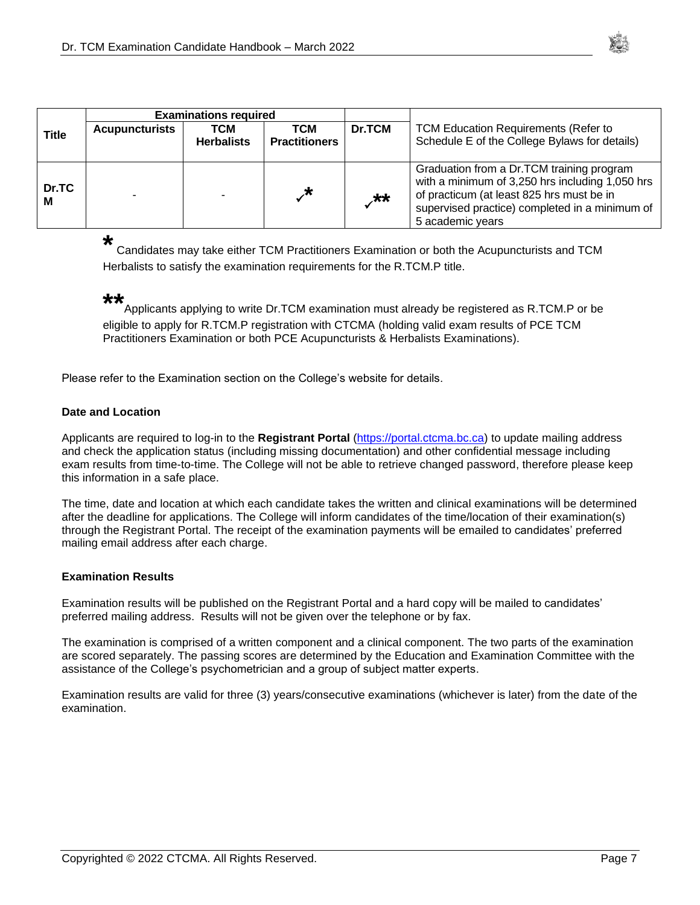| Title | Examinations required | | | Dr.TCM | TCM Education Requirements (Refer to Schedule E of the College Bylaws for details) |
|---|---|---|---|---|---|
| | Acupuncturists | TCM Herbalists | TCM Practitioners | | |
| Dr.TCM | - | - | ✓* | ✓** | Graduation from a Dr.TCM training program with a minimum of 3,250 hrs including 1,050 hrs of practicum (at least 825 hrs must be in supervised practice) completed in a minimum of 5 academic years |

\* Candidates may take either TCM Practitioners Examination or both the Acupuncturists and TCM Herbalists to satisfy the examination requirements for the R.TCM.P title.

\*\* Applicants applying to write Dr.TCM examination must already be registered as R.TCM.P or be eligible to apply for R.TCM.P registration with CTCMA (holding valid exam results of PCE TCM Practitioners Examination or both PCE Acupuncturists & Herbalists Examinations).

Please refer to the Examination section on the College's website for details.

**Date and Location**

Applicants are required to log-in to the **Registrant Portal** (https://portal.ctcma.bc.ca) to update mailing address and check the application status (including missing documentation) and other confidential message including exam results from time-to-time. The College will not be able to retrieve changed password, therefore please keep this information in a safe place.

The time, date and location at which each candidate takes the written and clinical examinations will be determined after the deadline for applications. The College will inform candidates of the time/location of their examination(s) through the Registrant Portal. The receipt of the examination payments will be emailed to candidates' preferred mailing email address after each charge.

**Examination Results**

Examination results will be published on the Registrant Portal and a hard copy will be mailed to candidates' preferred mailing address. Results will not be given over the telephone or by fax.

The examination is comprised of a written component and a clinical component. The two parts of the examination are scored separately. The passing scores are determined by the Education and Examination Committee with the assistance of the College's psychometrician and a group of subject matter experts.

Examination results are valid for three (3) years/consecutive examinations (whichever is later) from the date of the examination.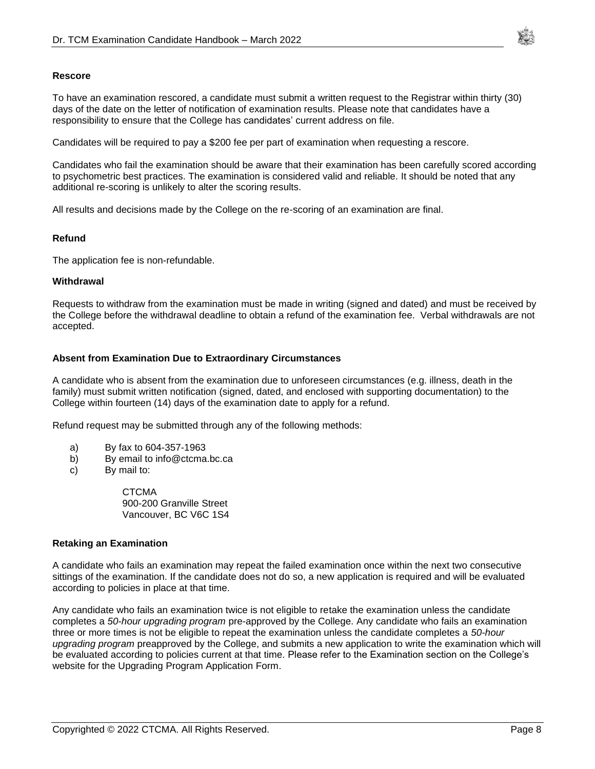### Rescore

To have an examination rescored, a candidate must submit a written request to the Registrar within thirty (30) days of the date on the letter of notification of examination results. Please note that candidates have a responsibility to ensure that the College has candidates' current address on file.

Candidates will be required to pay a $200 fee per part of examination when requesting a rescore.

Candidates who fail the examination should be aware that their examination has been carefully scored according to psychometric best practices. The examination is considered valid and reliable. It should be noted that any additional re-scoring is unlikely to alter the scoring results.

All results and decisions made by the College on the re-scoring of an examination are final.

### Refund

The application fee is non-refundable.

### Withdrawal

Requests to withdraw from the examination must be made in writing (signed and dated) and must be received by the College before the withdrawal deadline to obtain a refund of the examination fee. Verbal withdrawals are not accepted.

### Absent from Examination Due to Extraordinary Circumstances

A candidate who is absent from the examination due to unforeseen circumstances (e.g. illness, death in the family) must submit written notification (signed, dated, and enclosed with supporting documentation) to the College within fourteen (14) days of the examination date to apply for a refund.

Refund request may be submitted through any of the following methods:

a) By fax to 604-357-1963
b) By email to info@ctcma.bc.ca
c) By mail to:

   CTCMA
   900-200 Granville Street
   Vancouver, BC V6C 1S4

### Retaking an Examination

A candidate who fails an examination may repeat the failed examination once within the next two consecutive sittings of the examination. If the candidate does not do so, a new application is required and will be evaluated according to policies in place at that time.

Any candidate who fails an examination twice is not eligible to retake the examination unless the candidate completes a *50-hour upgrading program* pre-approved by the College. Any candidate who fails an examination three or more times is not be eligible to repeat the examination unless the candidate completes a *50-hour upgrading program* preapproved by the College, and submits a new application to write the examination which will be evaluated according to policies current at that time. Please refer to the Examination section on the College's website for the Upgrading Program Application Form.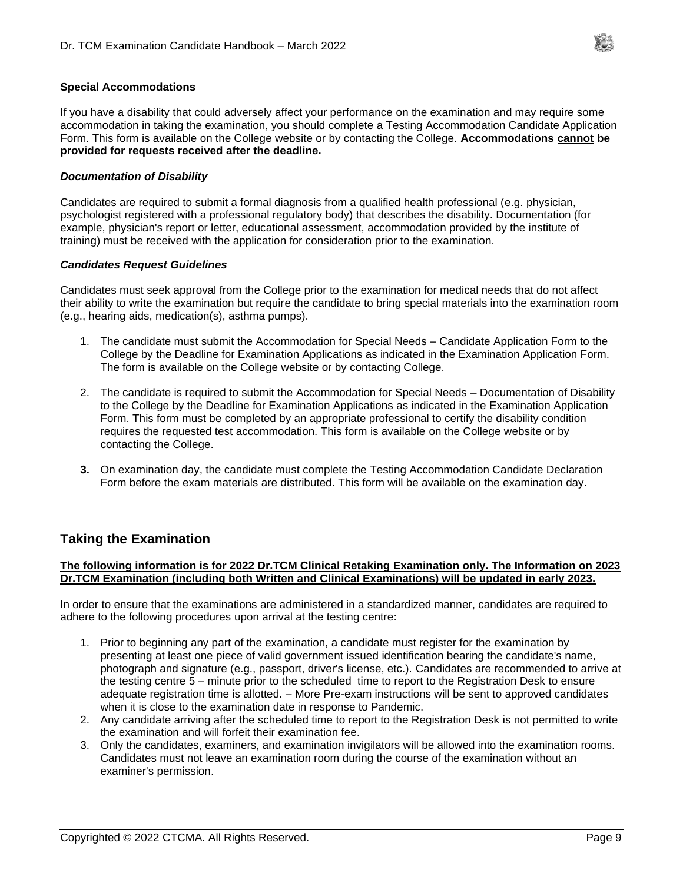**Special Accommodations**

If you have a disability that could adversely affect your performance on the examination and may require some accommodation in taking the examination, you should complete a Testing Accommodation Candidate Application Form. This form is available on the College website or by contacting the College. **Accommodations <u>cannot</u> be provided for requests received after the deadline.**

***Documentation of Disability***

Candidates are required to submit a formal diagnosis from a qualified health professional (e.g. physician, psychologist registered with a professional regulatory body) that describes the disability. Documentation (for example, physician's report or letter, educational assessment, accommodation provided by the institute of training) must be received with the application for consideration prior to the examination.

***Candidates Request Guidelines***

Candidates must seek approval from the College prior to the examination for medical needs that do not affect their ability to write the examination but require the candidate to bring special materials into the examination room (e.g., hearing aids, medication(s), asthma pumps).

1. The candidate must submit the Accommodation for Special Needs – Candidate Application Form to the College by the Deadline for Examination Applications as indicated in the Examination Application Form. The form is available on the College website or by contacting College.
2. The candidate is required to submit the Accommodation for Special Needs – Documentation of Disability to the College by the Deadline for Examination Applications as indicated in the Examination Application Form. This form must be completed by an appropriate professional to certify the disability condition requires the requested test accommodation. This form is available on the College website or by contacting the College.
3. On examination day, the candidate must complete the Testing Accommodation Candidate Declaration Form before the exam materials are distributed. This form will be available on the examination day.

## Taking the Examination

**<u>The following information is for 2022 Dr.TCM Clinical Retaking Examination only. The Information on 2023 Dr.TCM Examination (including both Written and Clinical Examinations) will be updated in early 2023.</u>**

In order to ensure that the examinations are administered in a standardized manner, candidates are required to adhere to the following procedures upon arrival at the testing centre:

1. Prior to beginning any part of the examination, a candidate must register for the examination by presenting at least one piece of valid government issued identification bearing the candidate's name, photograph and signature (e.g., passport, driver's license, etc.). Candidates are recommended to arrive at the testing centre 5 – minute prior to the scheduled time to report to the Registration Desk to ensure adequate registration time is allotted. – More Pre-exam instructions will be sent to approved candidates when it is close to the examination date in response to Pandemic.
2. Any candidate arriving after the scheduled time to report to the Registration Desk is not permitted to write the examination and will forfeit their examination fee.
3. Only the candidates, examiners, and examination invigilators will be allowed into the examination rooms. Candidates must not leave an examination room during the course of the examination without an examiner's permission.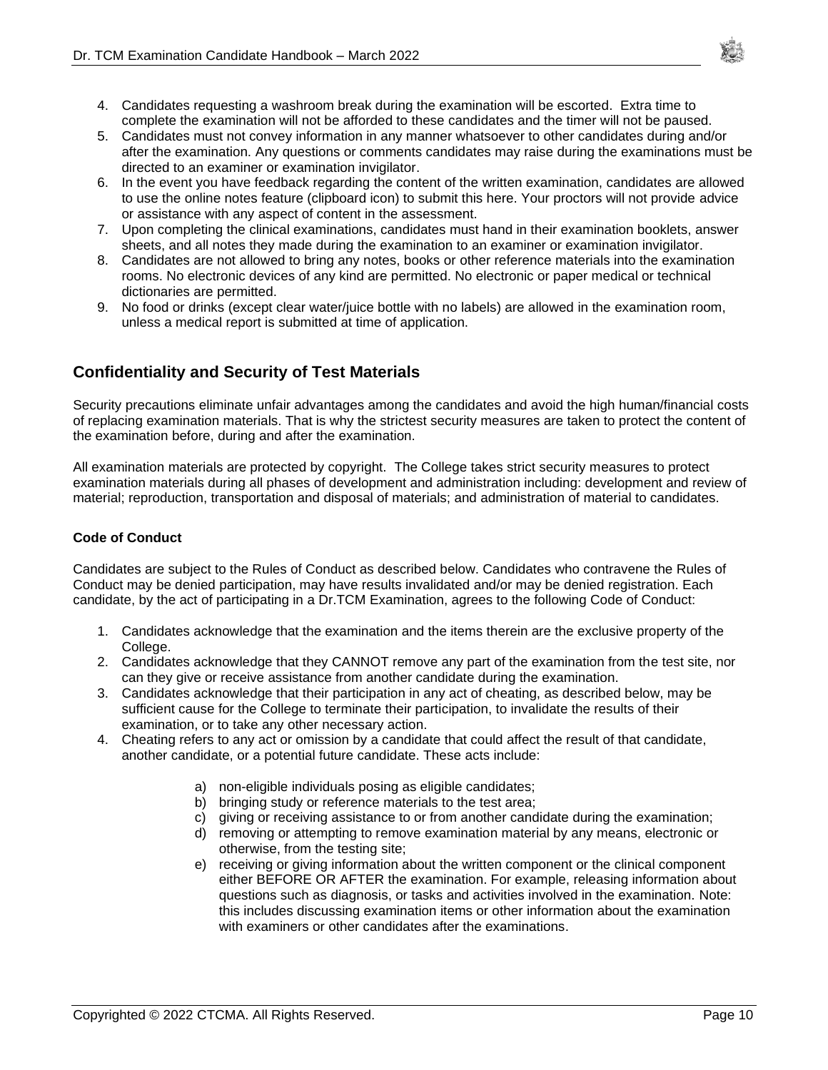4. Candidates requesting a washroom break during the examination will be escorted. Extra time to complete the examination will not be afforded to these candidates and the timer will not be paused.
5. Candidates must not convey information in any manner whatsoever to other candidates during and/or after the examination. Any questions or comments candidates may raise during the examinations must be directed to an examiner or examination invigilator.
6. In the event you have feedback regarding the content of the written examination, candidates are allowed to use the online notes feature (clipboard icon) to submit this here. Your proctors will not provide advice or assistance with any aspect of content in the assessment.
7. Upon completing the clinical examinations, candidates must hand in their examination booklets, answer sheets, and all notes they made during the examination to an examiner or examination invigilator.
8. Candidates are not allowed to bring any notes, books or other reference materials into the examination rooms. No electronic devices of any kind are permitted. No electronic or paper medical or technical dictionaries are permitted.
9. No food or drinks (except clear water/juice bottle with no labels) are allowed in the examination room, unless a medical report is submitted at time of application.

## Confidentiality and Security of Test Materials

Security precautions eliminate unfair advantages among the candidates and avoid the high human/financial costs of replacing examination materials. That is why the strictest security measures are taken to protect the content of the examination before, during and after the examination.

All examination materials are protected by copyright. The College takes strict security measures to protect examination materials during all phases of development and administration including: development and review of material; reproduction, transportation and disposal of materials; and administration of material to candidates.

### Code of Conduct

Candidates are subject to the Rules of Conduct as described below. Candidates who contravene the Rules of Conduct may be denied participation, may have results invalidated and/or may be denied registration. Each candidate, by the act of participating in a Dr.TCM Examination, agrees to the following Code of Conduct:

1. Candidates acknowledge that the examination and the items therein are the exclusive property of the College.
2. Candidates acknowledge that they CANNOT remove any part of the examination from the test site, nor can they give or receive assistance from another candidate during the examination.
3. Candidates acknowledge that their participation in any act of cheating, as described below, may be sufficient cause for the College to terminate their participation, to invalidate the results of their examination, or to take any other necessary action.
4. Cheating refers to any act or omission by a candidate that could affect the result of that candidate, another candidate, or a potential future candidate. These acts include:
    a) non-eligible individuals posing as eligible candidates;
    b) bringing study or reference materials to the test area;
    c) giving or receiving assistance to or from another candidate during the examination;
    d) removing or attempting to remove examination material by any means, electronic or otherwise, from the testing site;
    e) receiving or giving information about the written component or the clinical component either BEFORE OR AFTER the examination. For example, releasing information about questions such as diagnosis, or tasks and activities involved in the examination. Note: this includes discussing examination items or other information about the examination with examiners or other candidates after the examinations.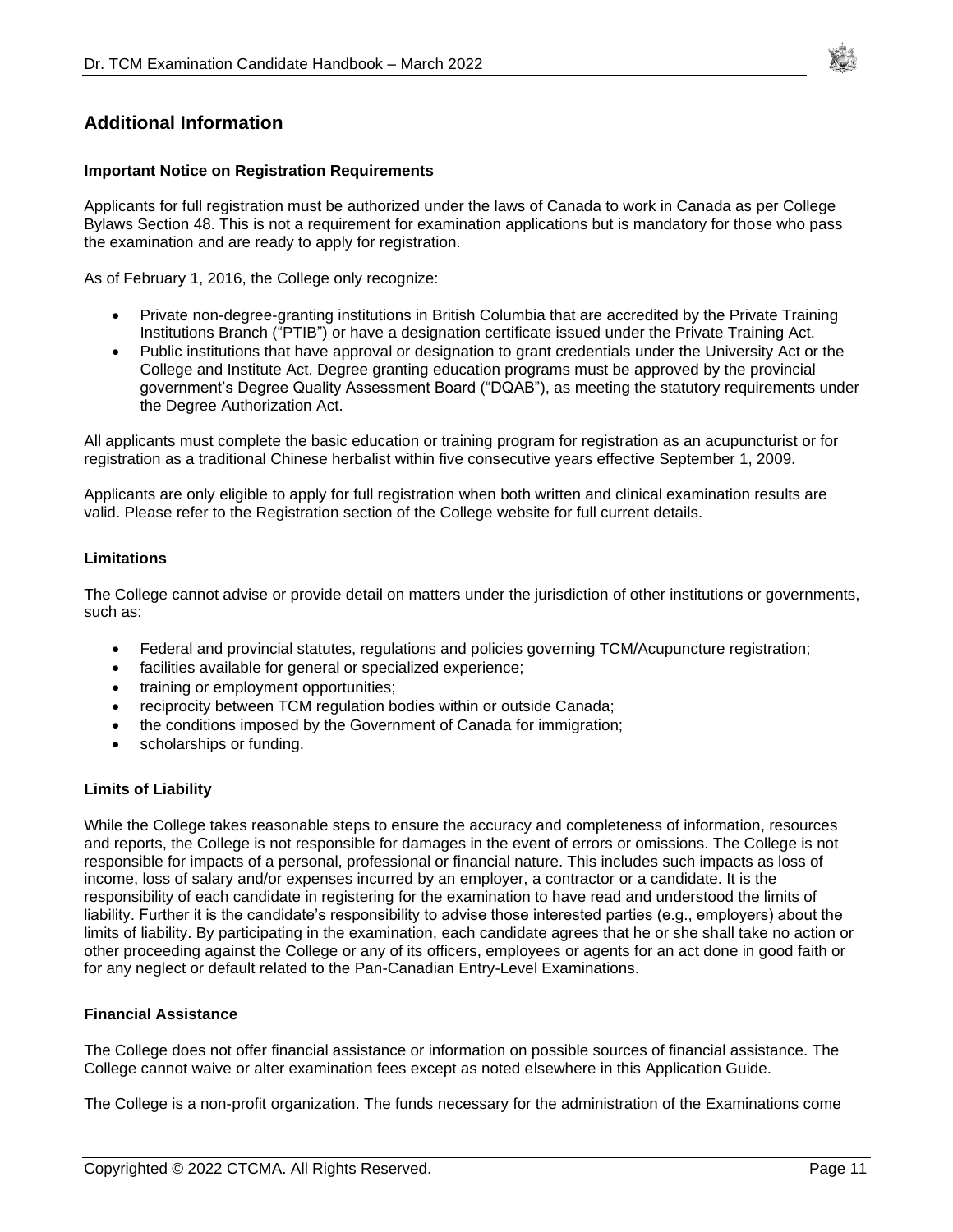## Additional Information

**Important Notice on Registration Requirements**

Applicants for full registration must be authorized under the laws of Canada to work in Canada as per College Bylaws Section 48. This is not a requirement for examination applications but is mandatory for those who pass the examination and are ready to apply for registration.

As of February 1, 2016, the College only recognize:

- Private non-degree-granting institutions in British Columbia that are accredited by the Private Training Institutions Branch ("PTIB") or have a designation certificate issued under the Private Training Act.
- Public institutions that have approval or designation to grant credentials under the University Act or the College and Institute Act. Degree granting education programs must be approved by the provincial government's Degree Quality Assessment Board ("DQAB"), as meeting the statutory requirements under the Degree Authorization Act.

All applicants must complete the basic education or training program for registration as an acupuncturist or for registration as a traditional Chinese herbalist within five consecutive years effective September 1, 2009.

Applicants are only eligible to apply for full registration when both written and clinical examination results are valid. Please refer to the Registration section of the College website for full current details.

**Limitations**

The College cannot advise or provide detail on matters under the jurisdiction of other institutions or governments, such as:

- Federal and provincial statutes, regulations and policies governing TCM/Acupuncture registration;
- facilities available for general or specialized experience;
- training or employment opportunities;
- reciprocity between TCM regulation bodies within or outside Canada;
- the conditions imposed by the Government of Canada for immigration;
- scholarships or funding.

**Limits of Liability**

While the College takes reasonable steps to ensure the accuracy and completeness of information, resources and reports, the College is not responsible for damages in the event of errors or omissions. The College is not responsible for impacts of a personal, professional or financial nature. This includes such impacts as loss of income, loss of salary and/or expenses incurred by an employer, a contractor or a candidate. It is the responsibility of each candidate in registering for the examination to have read and understood the limits of liability. Further it is the candidate's responsibility to advise those interested parties (e.g., employers) about the limits of liability. By participating in the examination, each candidate agrees that he or she shall take no action or other proceeding against the College or any of its officers, employees or agents for an act done in good faith or for any neglect or default related to the Pan-Canadian Entry-Level Examinations.

**Financial Assistance**

The College does not offer financial assistance or information on possible sources of financial assistance. The College cannot waive or alter examination fees except as noted elsewhere in this Application Guide.

The College is a non-profit organization. The funds necessary for the administration of the Examinations come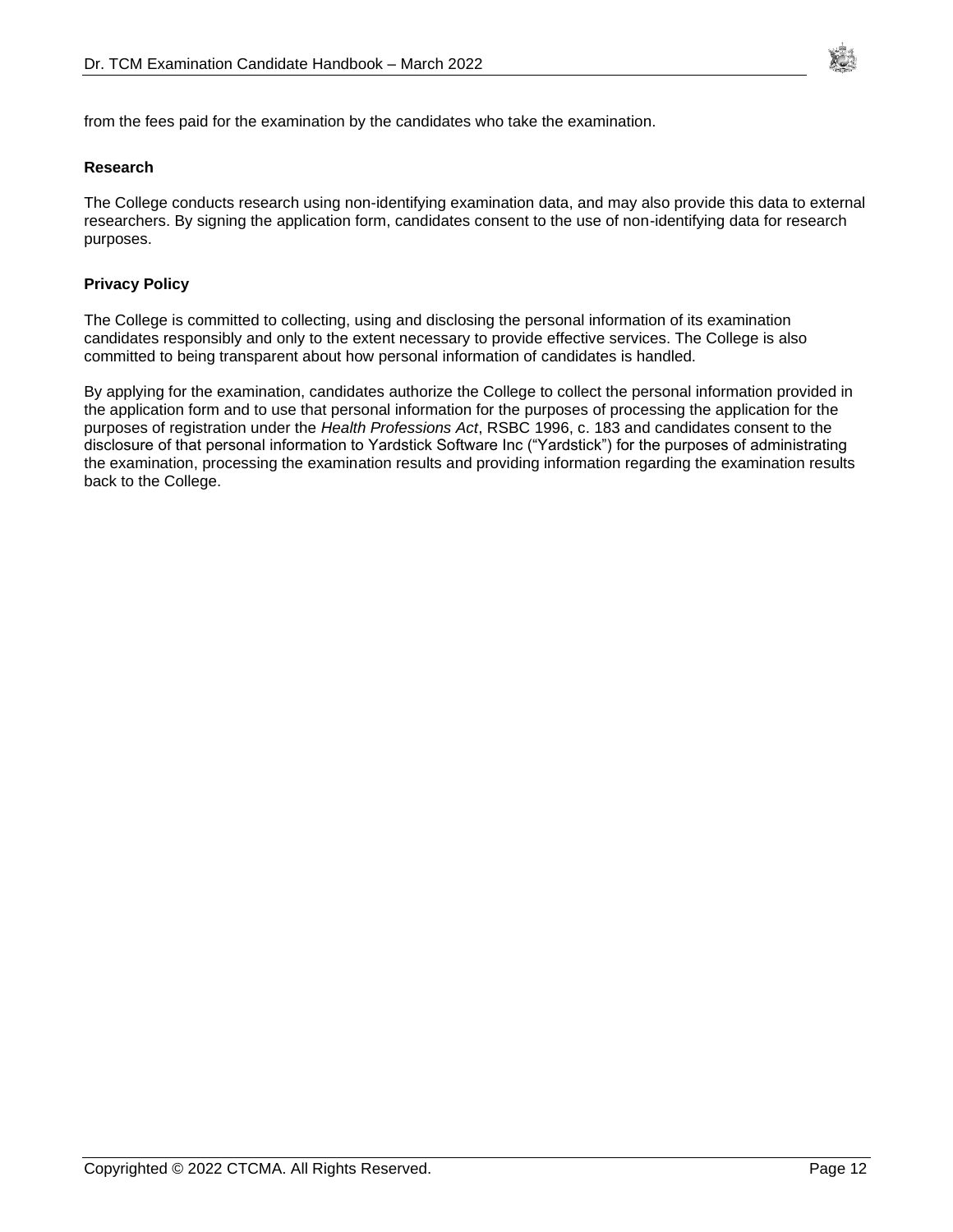from the fees paid for the examination by the candidates who take the examination.

### Research

The College conducts research using non-identifying examination data, and may also provide this data to external researchers. By signing the application form, candidates consent to the use of non-identifying data for research purposes.

### Privacy Policy

The College is committed to collecting, using and disclosing the personal information of its examination candidates responsibly and only to the extent necessary to provide effective services. The College is also committed to being transparent about how personal information of candidates is handled.

By applying for the examination, candidates authorize the College to collect the personal information provided in the application form and to use that personal information for the purposes of processing the application for the purposes of registration under the *Health Professions Act*, RSBC 1996, c. 183 and candidates consent to the disclosure of that personal information to Yardstick Software Inc ("Yardstick") for the purposes of administrating the examination, processing the examination results and providing information regarding the examination results back to the College.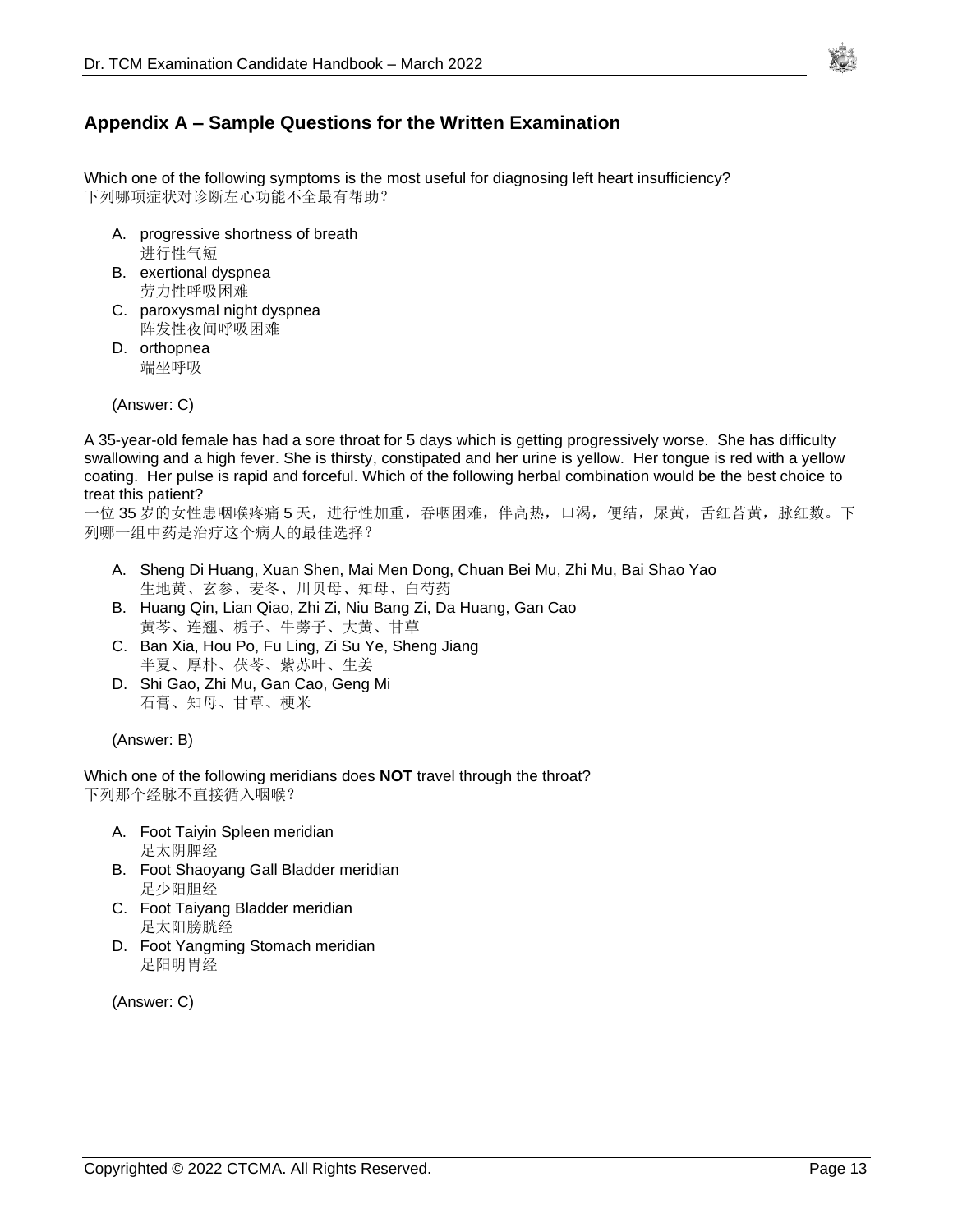## Appendix A – Sample Questions for the Written Examination

Which one of the following symptoms is the most useful for diagnosing left heart insufficiency?
下列哪项症状对诊断左心功能不全最有帮助？

A. progressive shortness of breath
进行性气短
B. exertional dyspnea
劳力性呼吸困难
C. paroxysmal night dyspnea
阵发性夜间呼吸困难
D. orthopnea
端坐呼吸

(Answer: C)

A 35-year-old female has had a sore throat for 5 days which is getting progressively worse. She has difficulty swallowing and a high fever. She is thirsty, constipated and her urine is yellow. Her tongue is red with a yellow coating. Her pulse is rapid and forceful. Which of the following herbal combination would be the best choice to treat this patient?
一位 35 岁的女性患咽喉疼痛 5 天，进行性加重，吞咽困难，伴高热，口渴，便结，尿黄，舌红苔黄，脉红数。下列哪一组中药是治疗这个病人的最佳选择？

A. Sheng Di Huang, Xuan Shen, Mai Men Dong, Chuan Bei Mu, Zhi Mu, Bai Shao Yao
生地黄、玄参、麦冬、川贝母、知母、白芍药
B. Huang Qin, Lian Qiao, Zhi Zi, Niu Bang Zi, Da Huang, Gan Cao
黄芩、连翘、栀子、牛蒡子、大黄、甘草
C. Ban Xia, Hou Po, Fu Ling, Zi Su Ye, Sheng Jiang
半夏、厚朴、茯苓、紫苏叶、生姜
D. Shi Gao, Zhi Mu, Gan Cao, Geng Mi
石膏、知母、甘草、梗米

(Answer: B)

Which one of the following meridians does **NOT** travel through the throat?
下列那个经脉不直接循入咽喉？

A. Foot Taiyin Spleen meridian
足太阴脾经
B. Foot Shaoyang Gall Bladder meridian
足少阳胆经
C. Foot Taiyang Bladder meridian
足太阳膀胱经
D. Foot Yangming Stomach meridian
足阳明胃经

(Answer: C)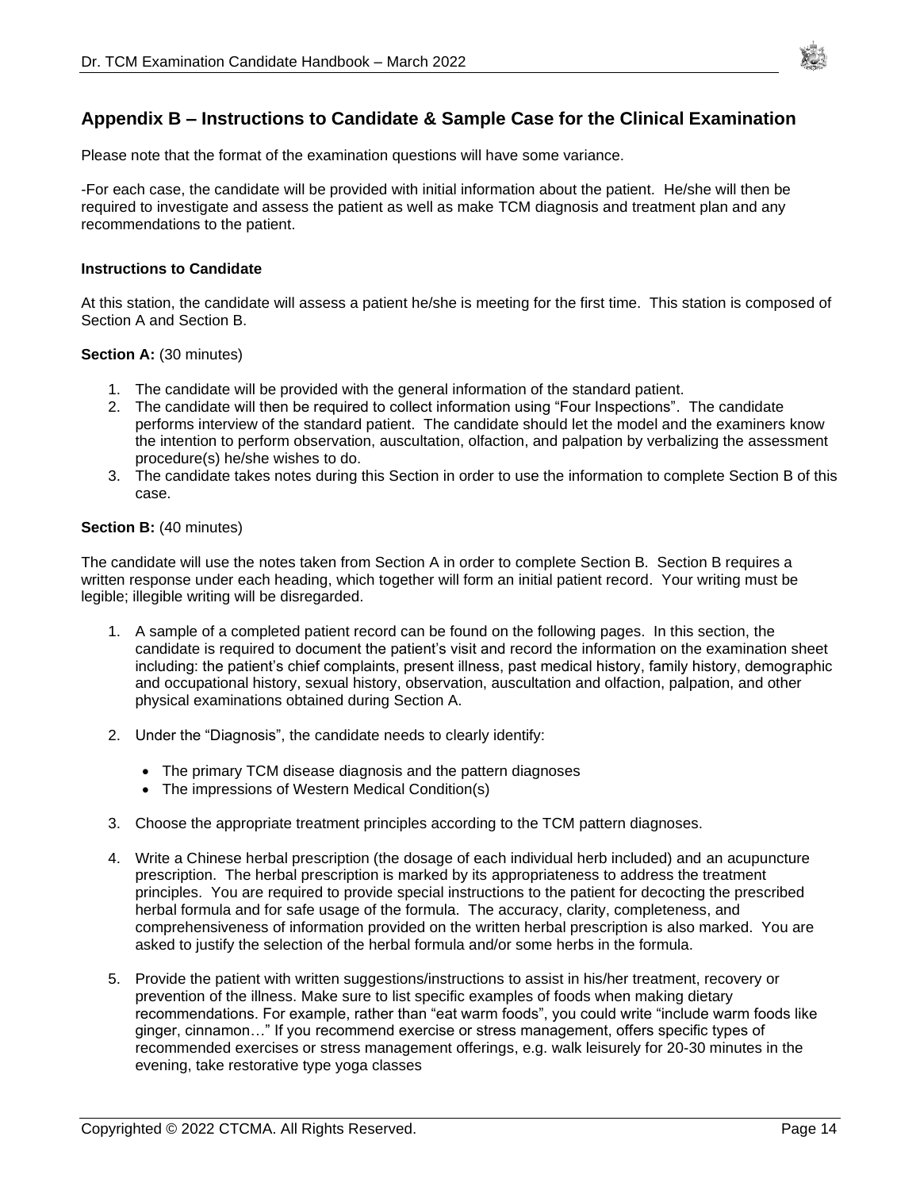## Appendix B – Instructions to Candidate & Sample Case for the Clinical Examination

Please note that the format of the examination questions will have some variance.

-For each case, the candidate will be provided with initial information about the patient. He/she will then be required to investigate and assess the patient as well as make TCM diagnosis and treatment plan and any recommendations to the patient.

**Instructions to Candidate**

At this station, the candidate will assess a patient he/she is meeting for the first time. This station is composed of Section A and Section B.

**Section A:** (30 minutes)

1. The candidate will be provided with the general information of the standard patient.
2. The candidate will then be required to collect information using "Four Inspections". The candidate performs interview of the standard patient. The candidate should let the model and the examiners know the intention to perform observation, auscultation, olfaction, and palpation by verbalizing the assessment procedure(s) he/she wishes to do.
3. The candidate takes notes during this Section in order to use the information to complete Section B of this case.

**Section B:** (40 minutes)

The candidate will use the notes taken from Section A in order to complete Section B. Section B requires a written response under each heading, which together will form an initial patient record. Your writing must be legible; illegible writing will be disregarded.

1. A sample of a completed patient record can be found on the following pages. In this section, the candidate is required to document the patient's visit and record the information on the examination sheet including: the patient's chief complaints, present illness, past medical history, family history, demographic and occupational history, sexual history, observation, auscultation and olfaction, palpation, and other physical examinations obtained during Section A.

2. Under the "Diagnosis", the candidate needs to clearly identify:

   - The primary TCM disease diagnosis and the pattern diagnoses
   - The impressions of Western Medical Condition(s)

3. Choose the appropriate treatment principles according to the TCM pattern diagnoses.

4. Write a Chinese herbal prescription (the dosage of each individual herb included) and an acupuncture prescription. The herbal prescription is marked by its appropriateness to address the treatment principles. You are required to provide special instructions to the patient for decocting the prescribed herbal formula and for safe usage of the formula. The accuracy, clarity, completeness, and comprehensiveness of information provided on the written herbal prescription is also marked. You are asked to justify the selection of the herbal formula and/or some herbs in the formula.

5. Provide the patient with written suggestions/instructions to assist in his/her treatment, recovery or prevention of the illness. Make sure to list specific examples of foods when making dietary recommendations. For example, rather than "eat warm foods", you could write "include warm foods like ginger, cinnamon…" If you recommend exercise or stress management, offers specific types of recommended exercises or stress management offerings, e.g. walk leisurely for 20-30 minutes in the evening, take restorative type yoga classes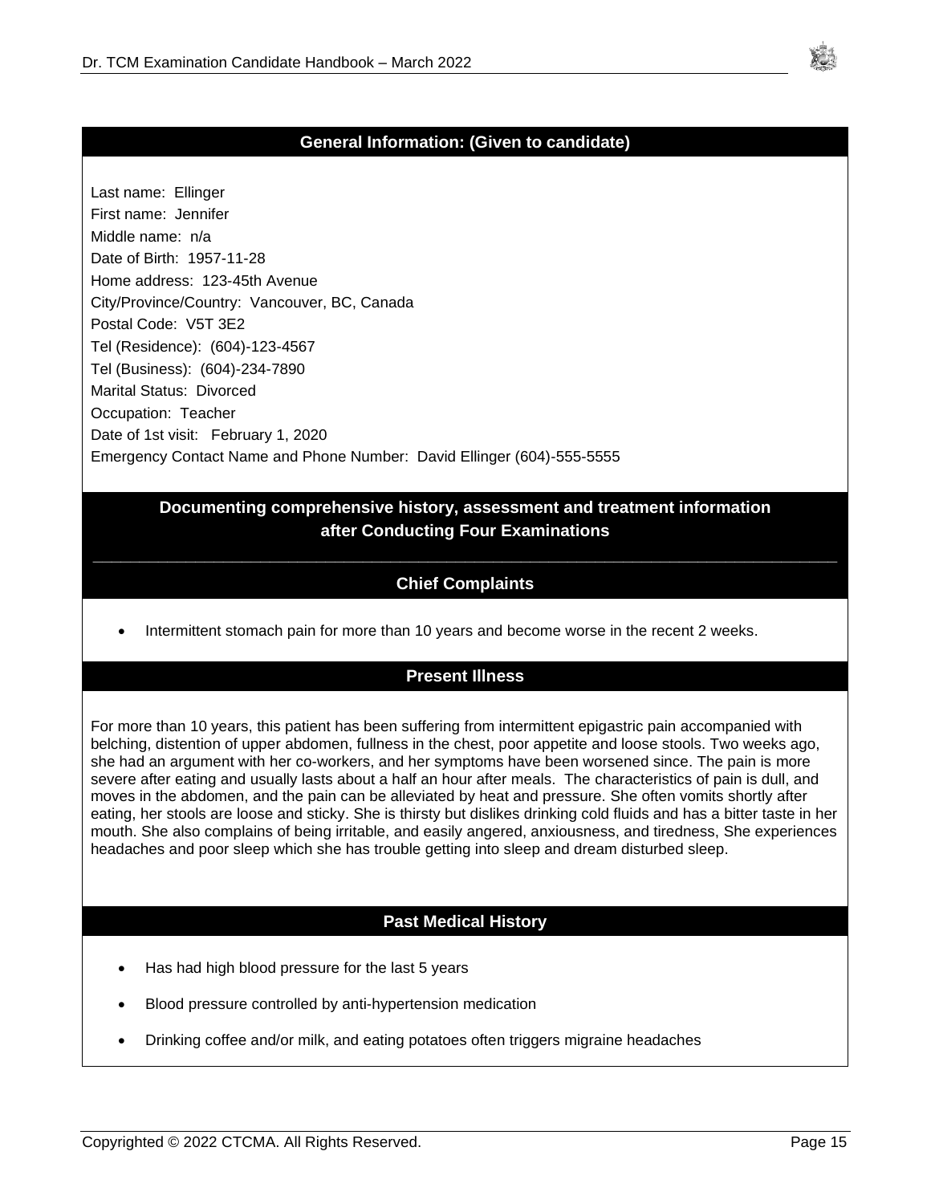## General Information: (Given to candidate)

Last name: Ellinger
First name: Jennifer
Middle name: n/a
Date of Birth: 1957-11-28
Home address: 123-45th Avenue
City/Province/Country: Vancouver, BC, Canada
Postal Code: V5T 3E2
Tel (Residence): (604)-123-4567
Tel (Business): (604)-234-7890
Marital Status: Divorced
Occupation: Teacher
Date of 1st visit: February 1, 2020
Emergency Contact Name and Phone Number: David Ellinger (604)-555-5555

## Documenting comprehensive history, assessment and treatment information after Conducting Four Examinations

### Chief Complaints

- Intermittent stomach pain for more than 10 years and become worse in the recent 2 weeks.

### Present Illness

For more than 10 years, this patient has been suffering from intermittent epigastric pain accompanied with belching, distention of upper abdomen, fullness in the chest, poor appetite and loose stools. Two weeks ago, she had an argument with her co-workers, and her symptoms have been worsened since. The pain is more severe after eating and usually lasts about a half an hour after meals. The characteristics of pain is dull, and moves in the abdomen, and the pain can be alleviated by heat and pressure. She often vomits shortly after eating, her stools are loose and sticky. She is thirsty but dislikes drinking cold fluids and has a bitter taste in her mouth. She also complains of being irritable, and easily angered, anxiousness, and tiredness, She experiences headaches and poor sleep which she has trouble getting into sleep and dream disturbed sleep.

### Past Medical History

- Has had high blood pressure for the last 5 years
- Blood pressure controlled by anti-hypertension medication
- Drinking coffee and/or milk, and eating potatoes often triggers migraine headaches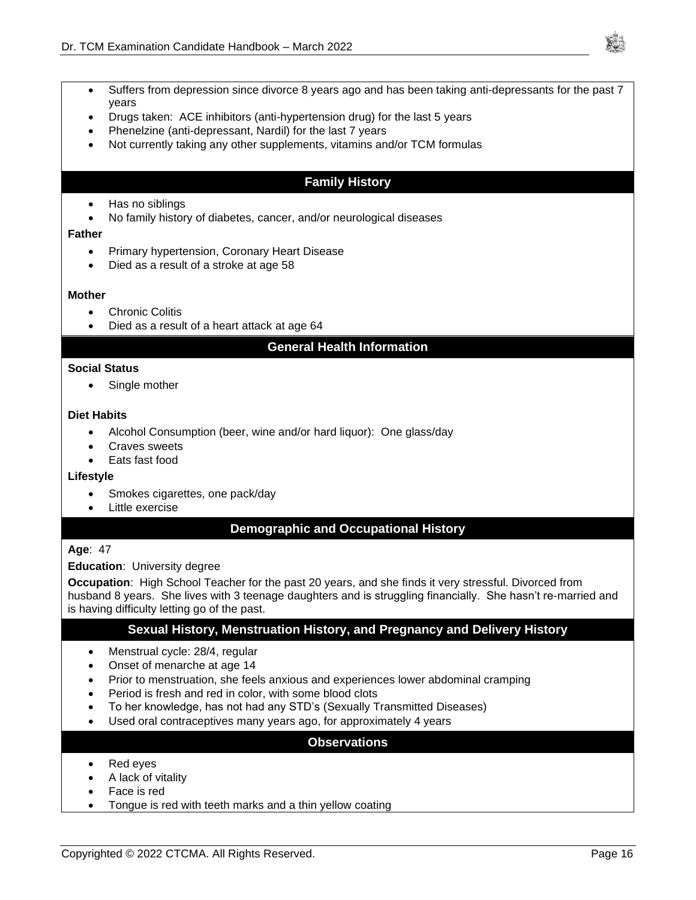- Suffers from depression since divorce 8 years ago and has been taking anti-depressants for the past 7 years
- Drugs taken: ACE inhibitors (anti-hypertension drug) for the last 5 years
- Phenelzine (anti-depressant, Nardil) for the last 7 years
- Not currently taking any other supplements, vitamins and/or TCM formulas

## Family History

- Has no siblings
- No family history of diabetes, cancer, and/or neurological diseases

**Father**

- Primary hypertension, Coronary Heart Disease
- Died as a result of a stroke at age 58

**Mother**

- Chronic Colitis
- Died as a result of a heart attack at age 64

## General Health Information

**Social Status**

- Single mother

**Diet Habits**

- Alcohol Consumption (beer, wine and/or hard liquor): One glass/day
- Craves sweets
- Eats fast food

**Lifestyle**

- Smokes cigarettes, one pack/day
- Little exercise

## Demographic and Occupational History

**Age**: 47

**Education**: University degree

**Occupation**: High School Teacher for the past 20 years, and she finds it very stressful. Divorced from husband 8 years. She lives with 3 teenage daughters and is struggling financially. She hasn't re-married and is having difficulty letting go of the past.

## Sexual History, Menstruation History, and Pregnancy and Delivery History

- Menstrual cycle: 28/4, regular
- Onset of menarche at age 14
- Prior to menstruation, she feels anxious and experiences lower abdominal cramping
- Period is fresh and red in color, with some blood clots
- To her knowledge, has not had any STD's (Sexually Transmitted Diseases)
- Used oral contraceptives many years ago, for approximately 4 years

## Observations

- Red eyes
- A lack of vitality
- Face is red
- Tongue is red with teeth marks and a thin yellow coating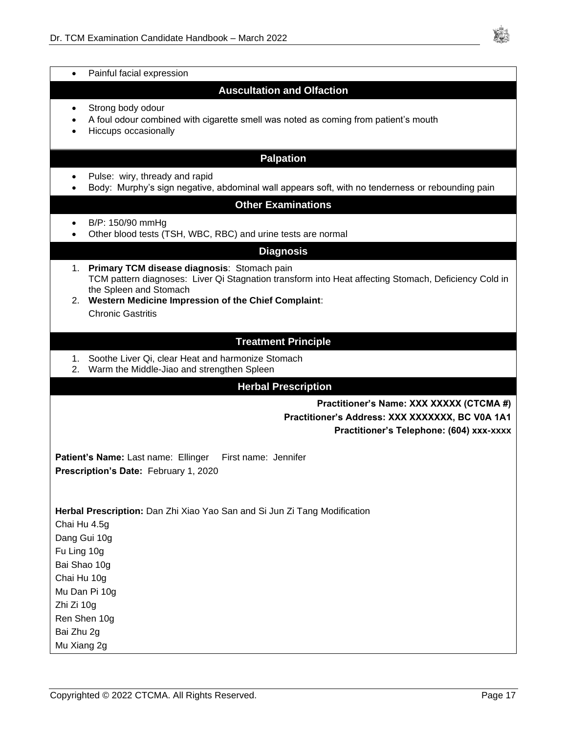- Painful facial expression

## Auscultation and Olfaction

- Strong body odour
- A foul odour combined with cigarette smell was noted as coming from patient's mouth
- Hiccups occasionally

## Palpation

- Pulse: wiry, thready and rapid
- Body: Murphy's sign negative, abdominal wall appears soft, with no tenderness or rebounding pain

## Other Examinations

- B/P: 150/90 mmHg
- Other blood tests (TSH, WBC, RBC) and urine tests are normal

## Diagnosis

1. **Primary TCM disease diagnosis**: Stomach pain
   TCM pattern diagnoses: Liver Qi Stagnation transform into Heat affecting Stomach, Deficiency Cold in the Spleen and Stomach
2. **Western Medicine Impression of the Chief Complaint**:
   Chronic Gastritis

## Treatment Principle

1. Soothe Liver Qi, clear Heat and harmonize Stomach
2. Warm the Middle-Jiao and strengthen Spleen

## Herbal Prescription

**Practitioner's Name: XXX XXXXX (CTCMA #)**
**Practitioner's Address: XXX XXXXXXX, BC V0A 1A1**
**Practitioner's Telephone: (604) xxx-xxxx**

**Patient's Name:** Last name: Ellinger First name: Jennifer
**Prescription's Date:** February 1, 2020

**Herbal Prescription:** Dan Zhi Xiao Yao San and Si Jun Zi Tang Modification
Chai Hu 4.5g
Dang Gui 10g
Fu Ling 10g
Bai Shao 10g
Chai Hu 10g
Mu Dan Pi 10g
Zhi Zi 10g
Ren Shen 10g
Bai Zhu 2g
Mu Xiang 2g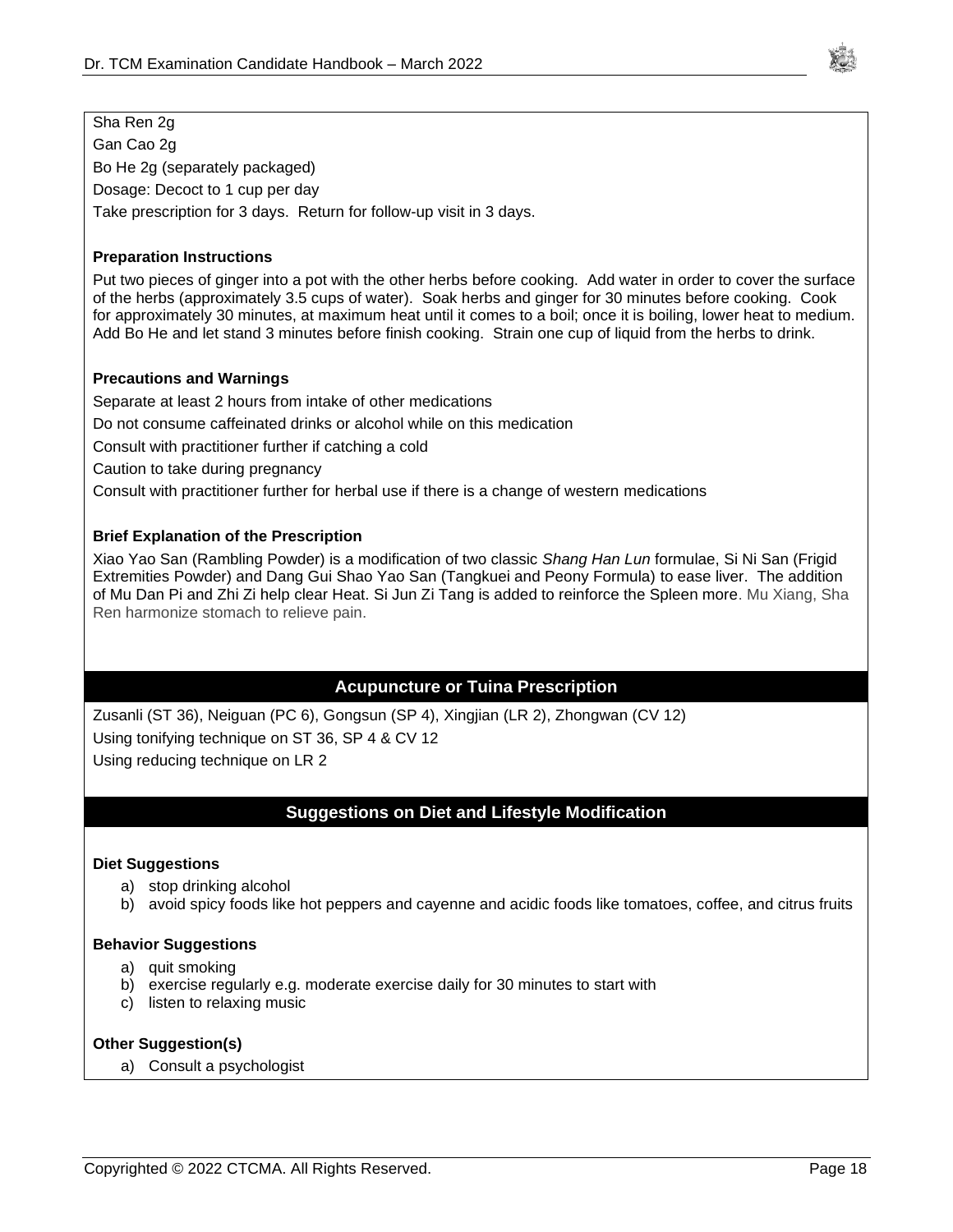Sha Ren 2g

Gan Cao 2g

Bo He 2g (separately packaged)

Dosage: Decoct to 1 cup per day

Take prescription for 3 days. Return for follow-up visit in 3 days.

**Preparation Instructions**

Put two pieces of ginger into a pot with the other herbs before cooking. Add water in order to cover the surface of the herbs (approximately 3.5 cups of water). Soak herbs and ginger for 30 minutes before cooking. Cook for approximately 30 minutes, at maximum heat until it comes to a boil; once it is boiling, lower heat to medium. Add Bo He and let stand 3 minutes before finish cooking. Strain one cup of liquid from the herbs to drink.

**Precautions and Warnings**

Separate at least 2 hours from intake of other medications

Do not consume caffeinated drinks or alcohol while on this medication

Consult with practitioner further if catching a cold

Caution to take during pregnancy

Consult with practitioner further for herbal use if there is a change of western medications

**Brief Explanation of the Prescription**

Xiao Yao San (Rambling Powder) is a modification of two classic *Shang Han Lun* formulae, Si Ni San (Frigid Extremities Powder) and Dang Gui Shao Yao San (Tangkuei and Peony Formula) to ease liver. The addition of Mu Dan Pi and Zhi Zi help clear Heat. Si Jun Zi Tang is added to reinforce the Spleen more. Mu Xiang, Sha Ren harmonize stomach to relieve pain.

## Acupuncture or Tuina Prescription

Zusanli (ST 36), Neiguan (PC 6), Gongsun (SP 4), Xingjian (LR 2), Zhongwan (CV 12)

Using tonifying technique on ST 36, SP 4 & CV 12

Using reducing technique on LR 2

## Suggestions on Diet and Lifestyle Modification

**Diet Suggestions**

a) stop drinking alcohol
b) avoid spicy foods like hot peppers and cayenne and acidic foods like tomatoes, coffee, and citrus fruits

**Behavior Suggestions**

a) quit smoking
b) exercise regularly e.g. moderate exercise daily for 30 minutes to start with
c) listen to relaxing music

**Other Suggestion(s)**

a) Consult a psychologist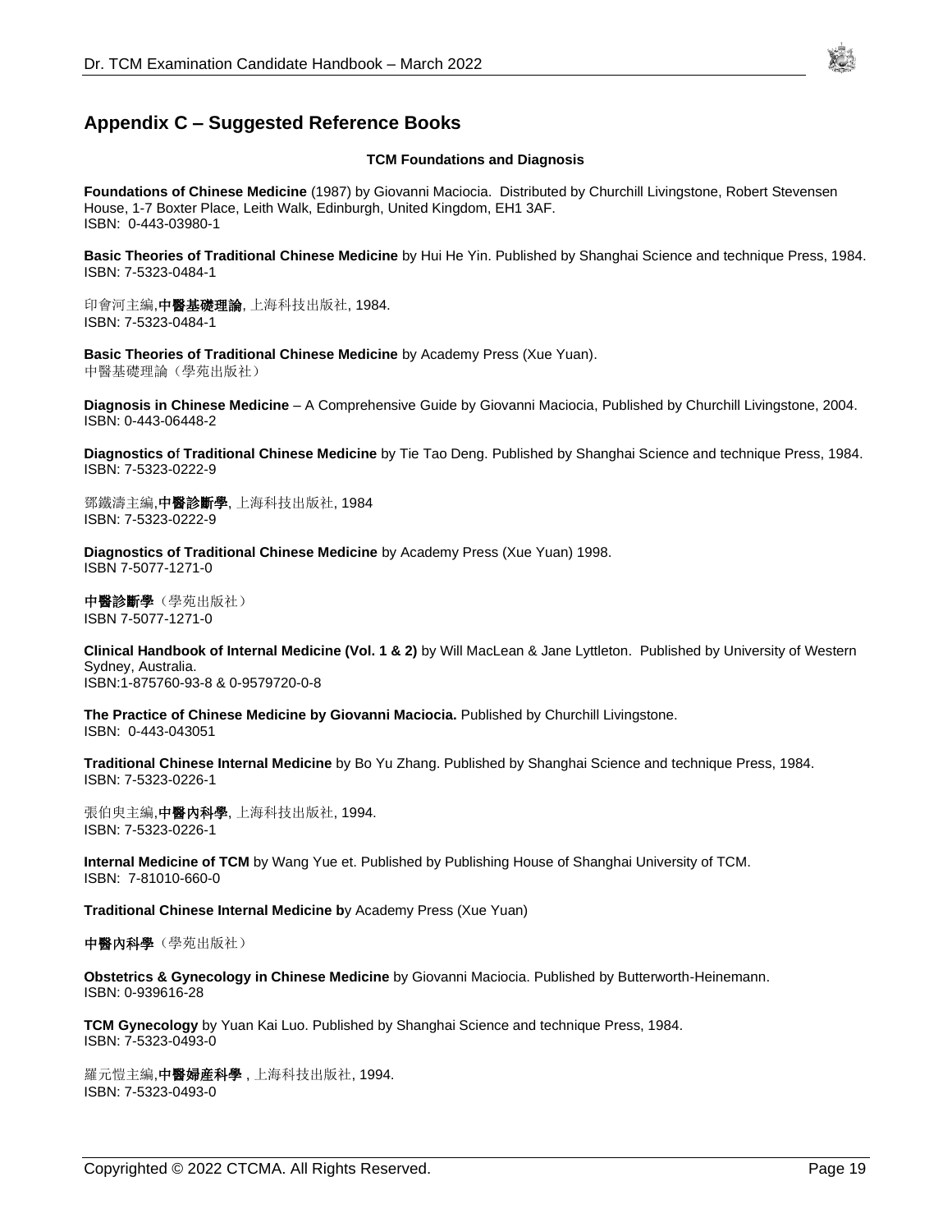## Appendix C – Suggested Reference Books

**TCM Foundations and Diagnosis**

**Foundations of Chinese Medicine** (1987) by Giovanni Maciocia. Distributed by Churchill Livingstone, Robert Stevensen House, 1-7 Boxter Place, Leith Walk, Edinburgh, United Kingdom, EH1 3AF.
ISBN: 0-443-03980-1

**Basic Theories of Traditional Chinese Medicine** by Hui He Yin. Published by Shanghai Science and technique Press, 1984.
ISBN: 7-5323-0484-1

印會河主編,**中醫基礎理論**, 上海科技出版社, 1984.
ISBN: 7-5323-0484-1

**Basic Theories of Traditional Chinese Medicine** by Academy Press (Xue Yuan).
中醫基礎理論（學苑出版社）

**Diagnosis in Chinese Medicine** – A Comprehensive Guide by Giovanni Maciocia, Published by Churchill Livingstone, 2004.
ISBN: 0-443-06448-2

**Diagnostics of Traditional Chinese Medicine** by Tie Tao Deng. Published by Shanghai Science and technique Press, 1984.
ISBN: 7-5323-0222-9

鄧鐵濤主編,**中醫診斷學**, 上海科技出版社, 1984
ISBN: 7-5323-0222-9

**Diagnostics of Traditional Chinese Medicine** by Academy Press (Xue Yuan) 1998.
ISBN 7-5077-1271-0

**中醫診斷學**（學苑出版社）
ISBN 7-5077-1271-0

**Clinical Handbook of Internal Medicine (Vol. 1 & 2)** by Will MacLean & Jane Lyttleton. Published by University of Western Sydney, Australia.
ISBN:1-875760-93-8 & 0-9579720-0-8

**The Practice of Chinese Medicine by Giovanni Maciocia.** Published by Churchill Livingstone.
ISBN: 0-443-043051

**Traditional Chinese Internal Medicine** by Bo Yu Zhang. Published by Shanghai Science and technique Press, 1984.
ISBN: 7-5323-0226-1

張伯臾主編,**中醫內科學**, 上海科技出版社, 1994.
ISBN: 7-5323-0226-1

**Internal Medicine of TCM** by Wang Yue et. Published by Publishing House of Shanghai University of TCM.
ISBN: 7-81010-660-0

**Traditional Chinese Internal Medicine b**y Academy Press (Xue Yuan)

**中醫內科學**（學苑出版社）

**Obstetrics & Gynecology in Chinese Medicine** by Giovanni Maciocia. Published by Butterworth-Heinemann.
ISBN: 0-939616-28

**TCM Gynecology** by Yuan Kai Luo. Published by Shanghai Science and technique Press, 1984.
ISBN: 7-5323-0493-0

羅元愷主編,**中醫婦產科學** , 上海科技出版社, 1994.
ISBN: 7-5323-0493-0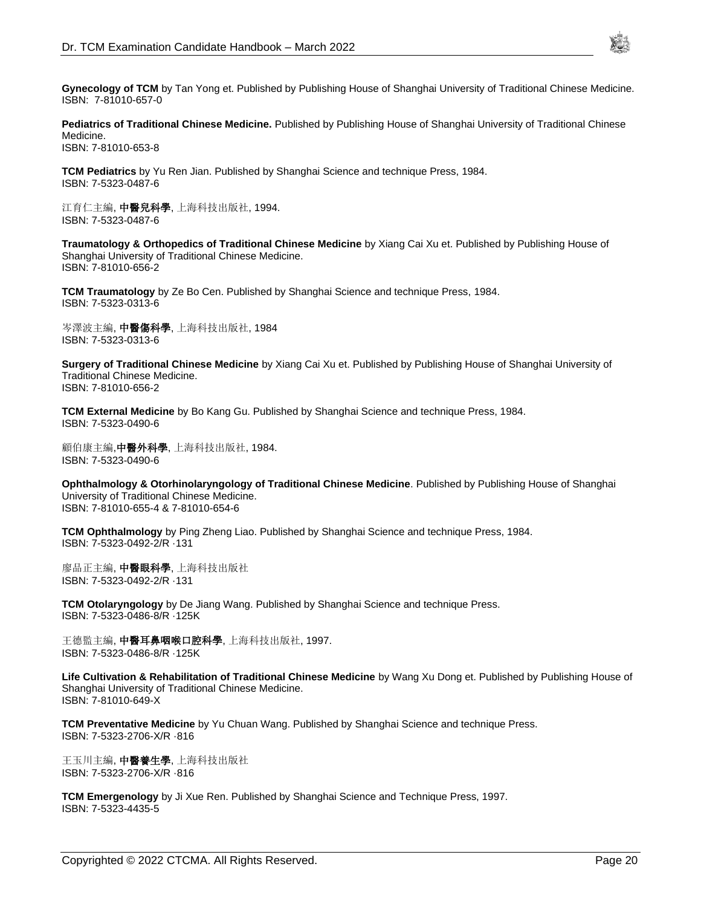**Gynecology of TCM** by Tan Yong et. Published by Publishing House of Shanghai University of Traditional Chinese Medicine.
ISBN: 7-81010-657-0

**Pediatrics of Traditional Chinese Medicine.** Published by Publishing House of Shanghai University of Traditional Chinese Medicine.
ISBN: 7-81010-653-8

**TCM Pediatrics** by Yu Ren Jian. Published by Shanghai Science and technique Press, 1984.
ISBN: 7-5323-0487-6

江育仁主編, **中醫兒科學**, 上海科技出版社, 1994.
ISBN: 7-5323-0487-6

**Traumatology & Orthopedics of Traditional Chinese Medicine** by Xiang Cai Xu et. Published by Publishing House of Shanghai University of Traditional Chinese Medicine.
ISBN: 7-81010-656-2

**TCM Traumatology** by Ze Bo Cen. Published by Shanghai Science and technique Press, 1984.
ISBN: 7-5323-0313-6

岑澤波主編, **中醫傷科學**, 上海科技出版社, 1984
ISBN: 7-5323-0313-6

**Surgery of Traditional Chinese Medicine** by Xiang Cai Xu et. Published by Publishing House of Shanghai University of Traditional Chinese Medicine.
ISBN: 7-81010-656-2

**TCM External Medicine** by Bo Kang Gu. Published by Shanghai Science and technique Press, 1984.
ISBN: 7-5323-0490-6

顧伯康主編,**中醫外科學**, 上海科技出版社, 1984.
ISBN: 7-5323-0490-6

**Ophthalmology & Otorhinolaryngology of Traditional Chinese Medicine**. Published by Publishing House of Shanghai University of Traditional Chinese Medicine.
ISBN: 7-81010-655-4 & 7-81010-654-6

**TCM Ophthalmology** by Ping Zheng Liao. Published by Shanghai Science and technique Press, 1984.
ISBN: 7-5323-0492-2/R ·131

廖品正主編, **中醫眼科學**, 上海科技出版社
ISBN: 7-5323-0492-2/R ·131

**TCM Otolaryngology** by De Jiang Wang. Published by Shanghai Science and technique Press.
ISBN: 7-5323-0486-8/R ·125K

王德鑑主編, **中醫耳鼻咽喉口腔科學**, 上海科技出版社, 1997.
ISBN: 7-5323-0486-8/R ·125K

**Life Cultivation & Rehabilitation of Traditional Chinese Medicine** by Wang Xu Dong et. Published by Publishing House of Shanghai University of Traditional Chinese Medicine.
ISBN: 7-81010-649-X

**TCM Preventative Medicine** by Yu Chuan Wang. Published by Shanghai Science and technique Press.
ISBN: 7-5323-2706-X/R ·816

王玉川主編, **中醫養生學**, 上海科技出版社
ISBN: 7-5323-2706-X/R ·816

**TCM Emergenology** by Ji Xue Ren. Published by Shanghai Science and Technique Press, 1997.
ISBN: 7-5323-4435-5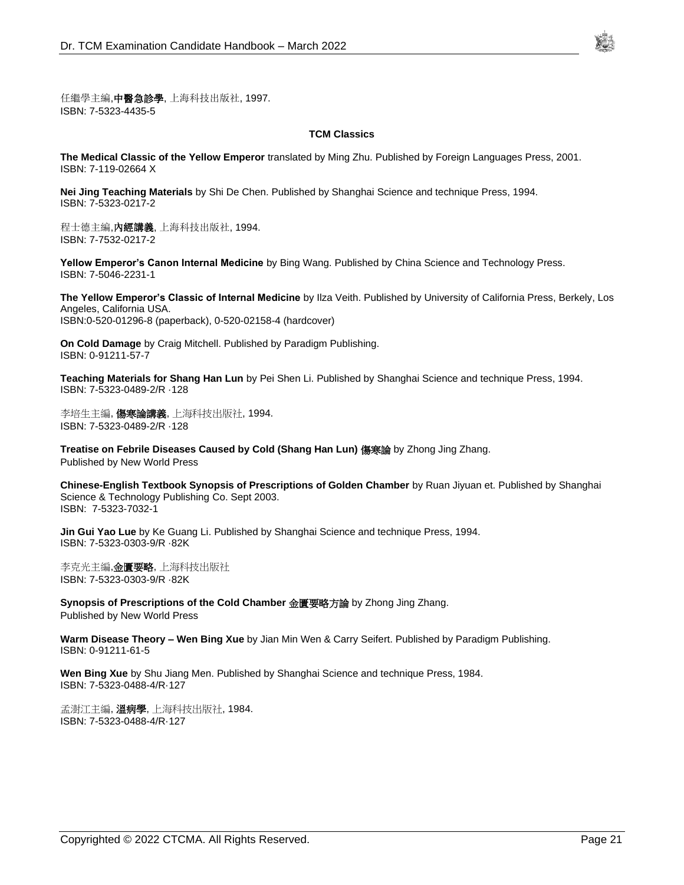任繼學主編,**中醫急診學**, 上海科技出版社, 1997.
ISBN: 7-5323-4435-5

### TCM Classics

**The Medical Classic of the Yellow Emperor** translated by Ming Zhu. Published by Foreign Languages Press, 2001.
ISBN: 7-119-02664 X

**Nei Jing Teaching Materials** by Shi De Chen. Published by Shanghai Science and technique Press, 1994.
ISBN: 7-5323-0217-2

程士德主編,**內經講義**, 上海科技出版社, 1994.
ISBN: 7-7532-0217-2

**Yellow Emperor's Canon Internal Medicine** by Bing Wang. Published by China Science and Technology Press.
ISBN: 7-5046-2231-1

**The Yellow Emperor's Classic of Internal Medicine** by Ilza Veith. Published by University of California Press, Berkely, Los Angeles, California USA.
ISBN:0-520-01296-8 (paperback), 0-520-02158-4 (hardcover)

**On Cold Damage** by Craig Mitchell. Published by Paradigm Publishing.
ISBN: 0-91211-57-7

**Teaching Materials for Shang Han Lun** by Pei Shen Li. Published by Shanghai Science and technique Press, 1994.
ISBN: 7-5323-0489-2/R ·128

李培生主編, **傷寒論講義**, 上海科技出版社, 1994.
ISBN: 7-5323-0489-2/R ·128

**Treatise on Febrile Diseases Caused by Cold (Shang Han Lun) 傷寒論** by Zhong Jing Zhang.
Published by New World Press

**Chinese-English Textbook Synopsis of Prescriptions of Golden Chamber** by Ruan Jiyuan et. Published by Shanghai Science & Technology Publishing Co. Sept 2003.
ISBN: 7-5323-7032-1

**Jin Gui Yao Lue** by Ke Guang Li. Published by Shanghai Science and technique Press, 1994.
ISBN: 7-5323-0303-9/R ·82K

李克光主編,**金匱要略**, 上海科技出版社
ISBN: 7-5323-0303-9/R ·82K

**Synopsis of Prescriptions of the Cold Chamber 金匱要略方論** by Zhong Jing Zhang.
Published by New World Press

**Warm Disease Theory – Wen Bing Xue** by Jian Min Wen & Carry Seifert. Published by Paradigm Publishing.
ISBN: 0-91211-61-5

**Wen Bing Xue** by Shu Jiang Men. Published by Shanghai Science and technique Press, 1984.
ISBN: 7-5323-0488-4/R·127

孟澍江主編, **溫病學**, 上海科技出版社, 1984.
ISBN: 7-5323-0488-4/R·127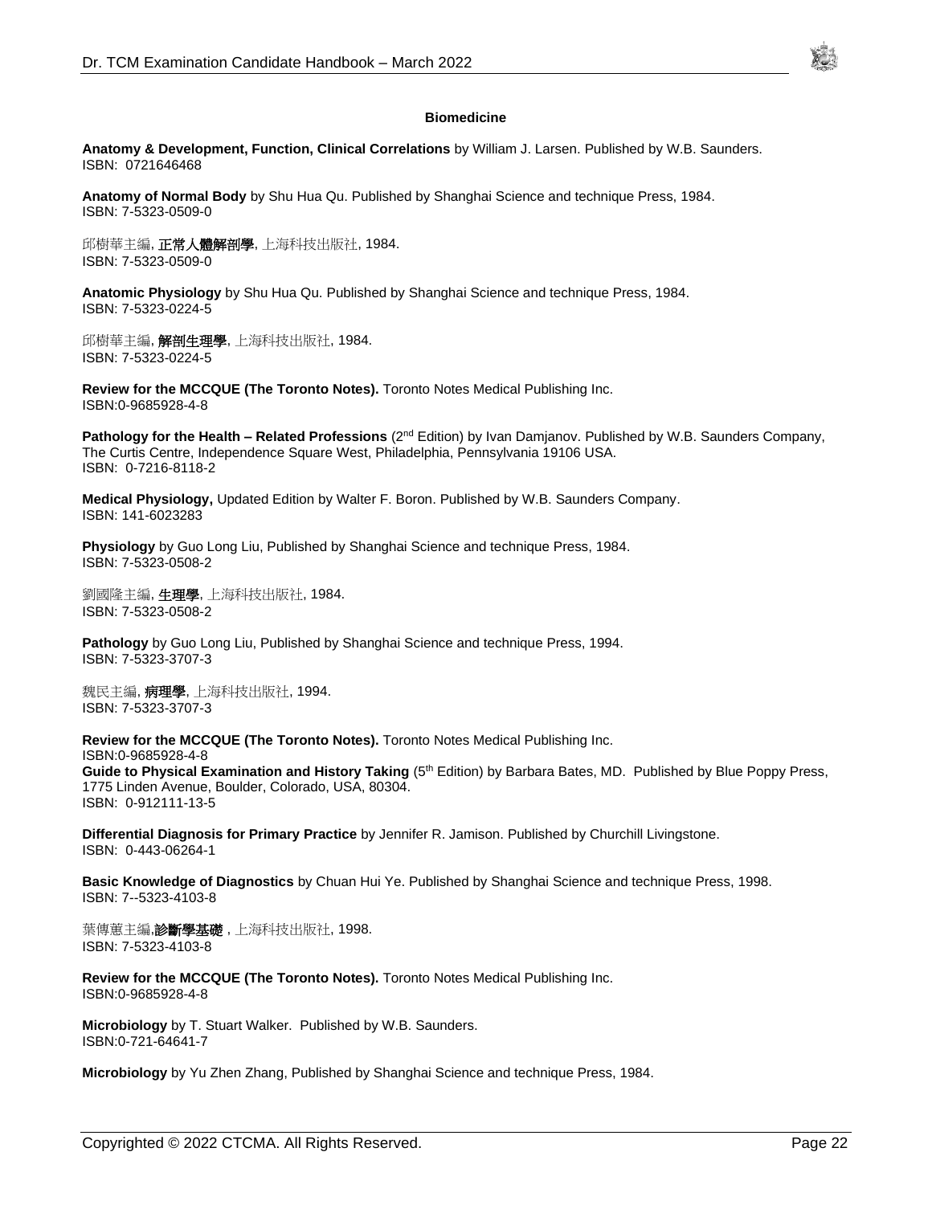### Biomedicine

**Anatomy & Development, Function, Clinical Correlations** by William J. Larsen. Published by W.B. Saunders.
ISBN: 0721646468

**Anatomy of Normal Body** by Shu Hua Qu. Published by Shanghai Science and technique Press, 1984.
ISBN: 7-5323-0509-0

邱樹華主編, **正常人體解剖學**, 上海科技出版社, 1984.
ISBN: 7-5323-0509-0

**Anatomic Physiology** by Shu Hua Qu. Published by Shanghai Science and technique Press, 1984.
ISBN: 7-5323-0224-5

邱樹華主編, **解剖生理學**, 上海科技出版社, 1984.
ISBN: 7-5323-0224-5

**Review for the MCCQUE (The Toronto Notes).** Toronto Notes Medical Publishing Inc.
ISBN:0-9685928-4-8

**Pathology for the Health – Related Professions** (2nd Edition) by Ivan Damjanov. Published by W.B. Saunders Company, The Curtis Centre, Independence Square West, Philadelphia, Pennsylvania 19106 USA.
ISBN: 0-7216-8118-2

**Medical Physiology,** Updated Edition by Walter F. Boron. Published by W.B. Saunders Company.
ISBN: 141-6023283

**Physiology** by Guo Long Liu, Published by Shanghai Science and technique Press, 1984.
ISBN: 7-5323-0508-2

劉國隆主編, **生理學**, 上海科技出版社, 1984.
ISBN: 7-5323-0508-2

**Pathology** by Guo Long Liu, Published by Shanghai Science and technique Press, 1994.
ISBN: 7-5323-3707-3

魏民主編, **病理學**, 上海科技出版社, 1994.
ISBN: 7-5323-3707-3

**Review for the MCCQUE (The Toronto Notes).** Toronto Notes Medical Publishing Inc.
ISBN:0-9685928-4-8
**Guide to Physical Examination and History Taking** (5th Edition) by Barbara Bates, MD. Published by Blue Poppy Press, 1775 Linden Avenue, Boulder, Colorado, USA, 80304.
ISBN: 0-912111-13-5

**Differential Diagnosis for Primary Practice** by Jennifer R. Jamison. Published by Churchill Livingstone.
ISBN: 0-443-06264-1

**Basic Knowledge of Diagnostics** by Chuan Hui Ye. Published by Shanghai Science and technique Press, 1998.
ISBN: 7--5323-4103-8

葉傳蕙主編,**診斷學基礎** , 上海科技出版社, 1998.
ISBN: 7-5323-4103-8

**Review for the MCCQUE (The Toronto Notes).** Toronto Notes Medical Publishing Inc.
ISBN:0-9685928-4-8

**Microbiology** by T. Stuart Walker. Published by W.B. Saunders.
ISBN:0-721-64641-7

**Microbiology** by Yu Zhen Zhang, Published by Shanghai Science and technique Press, 1984.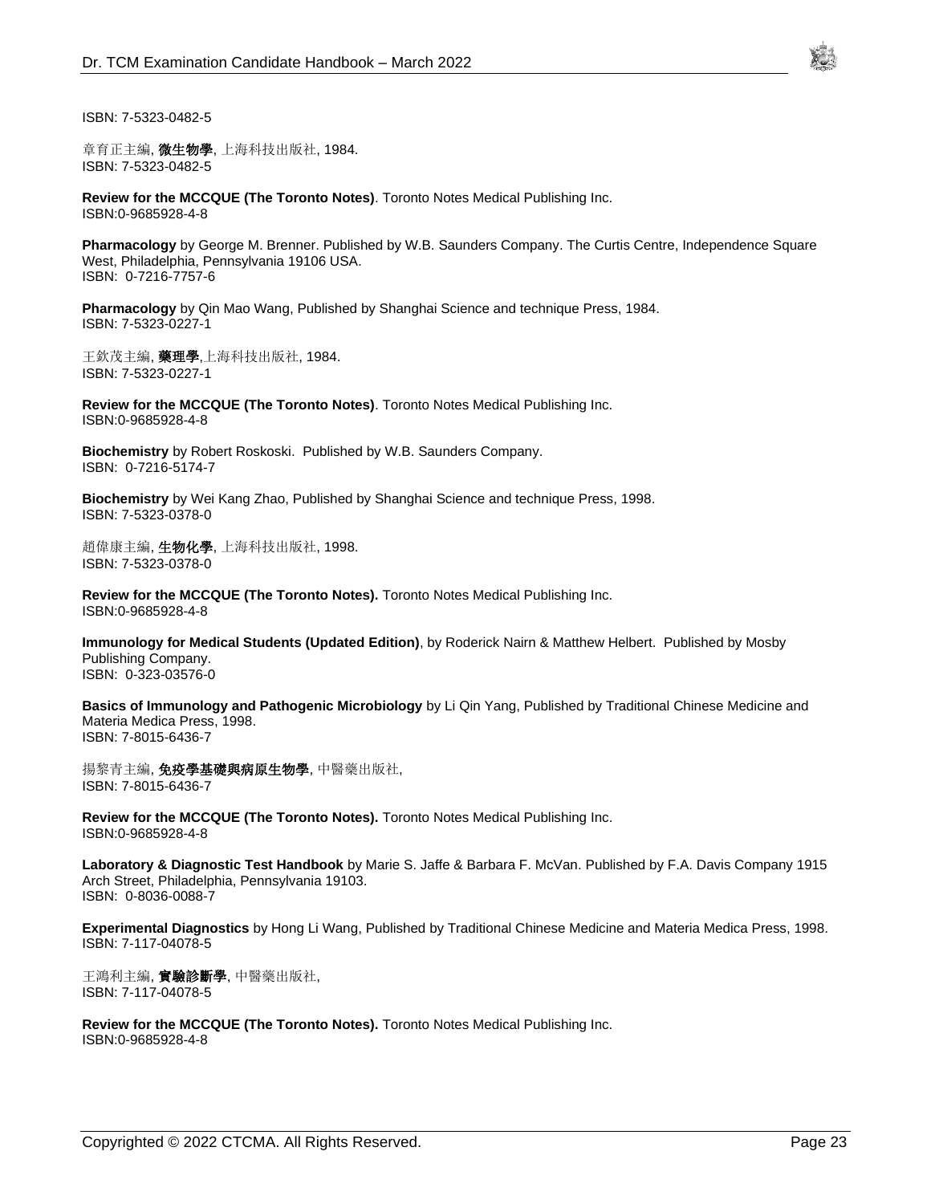ISBN: 7-5323-0482-5

章育正主編, **微生物學**, 上海科技出版社, 1984.
ISBN: 7-5323-0482-5

**Review for the MCCQUE (The Toronto Notes)**. Toronto Notes Medical Publishing Inc.
ISBN:0-9685928-4-8

**Pharmacology** by George M. Brenner. Published by W.B. Saunders Company. The Curtis Centre, Independence Square West, Philadelphia, Pennsylvania 19106 USA.
ISBN: 0-7216-7757-6

**Pharmacology** by Qin Mao Wang, Published by Shanghai Science and technique Press, 1984.
ISBN: 7-5323-0227-1

王欽茂主編, **藥理學**,上海科技出版社, 1984.
ISBN: 7-5323-0227-1

**Review for the MCCQUE (The Toronto Notes)**. Toronto Notes Medical Publishing Inc.
ISBN:0-9685928-4-8

**Biochemistry** by Robert Roskoski. Published by W.B. Saunders Company.
ISBN: 0-7216-5174-7

**Biochemistry** by Wei Kang Zhao, Published by Shanghai Science and technique Press, 1998.
ISBN: 7-5323-0378-0

趙偉康主編, **生物化學**, 上海科技出版社, 1998.
ISBN: 7-5323-0378-0

**Review for the MCCQUE (The Toronto Notes).** Toronto Notes Medical Publishing Inc.
ISBN:0-9685928-4-8

**Immunology for Medical Students (Updated Edition)**, by Roderick Nairn & Matthew Helbert. Published by Mosby Publishing Company.
ISBN: 0-323-03576-0

**Basics of Immunology and Pathogenic Microbiology** by Li Qin Yang, Published by Traditional Chinese Medicine and Materia Medica Press, 1998.
ISBN: 7-8015-6436-7

揚黎青主編, **免疫學基礎與病原生物學**, 中醫藥出版社,
ISBN: 7-8015-6436-7

**Review for the MCCQUE (The Toronto Notes).** Toronto Notes Medical Publishing Inc.
ISBN:0-9685928-4-8

**Laboratory & Diagnostic Test Handbook** by Marie S. Jaffe & Barbara F. McVan. Published by F.A. Davis Company 1915 Arch Street, Philadelphia, Pennsylvania 19103.
ISBN: 0-8036-0088-7

**Experimental Diagnostics** by Hong Li Wang, Published by Traditional Chinese Medicine and Materia Medica Press, 1998.
ISBN: 7-117-04078-5

王鴻利主編, **實驗診斷學**, 中醫藥出版社,
ISBN: 7-117-04078-5

**Review for the MCCQUE (The Toronto Notes).** Toronto Notes Medical Publishing Inc.
ISBN:0-9685928-4-8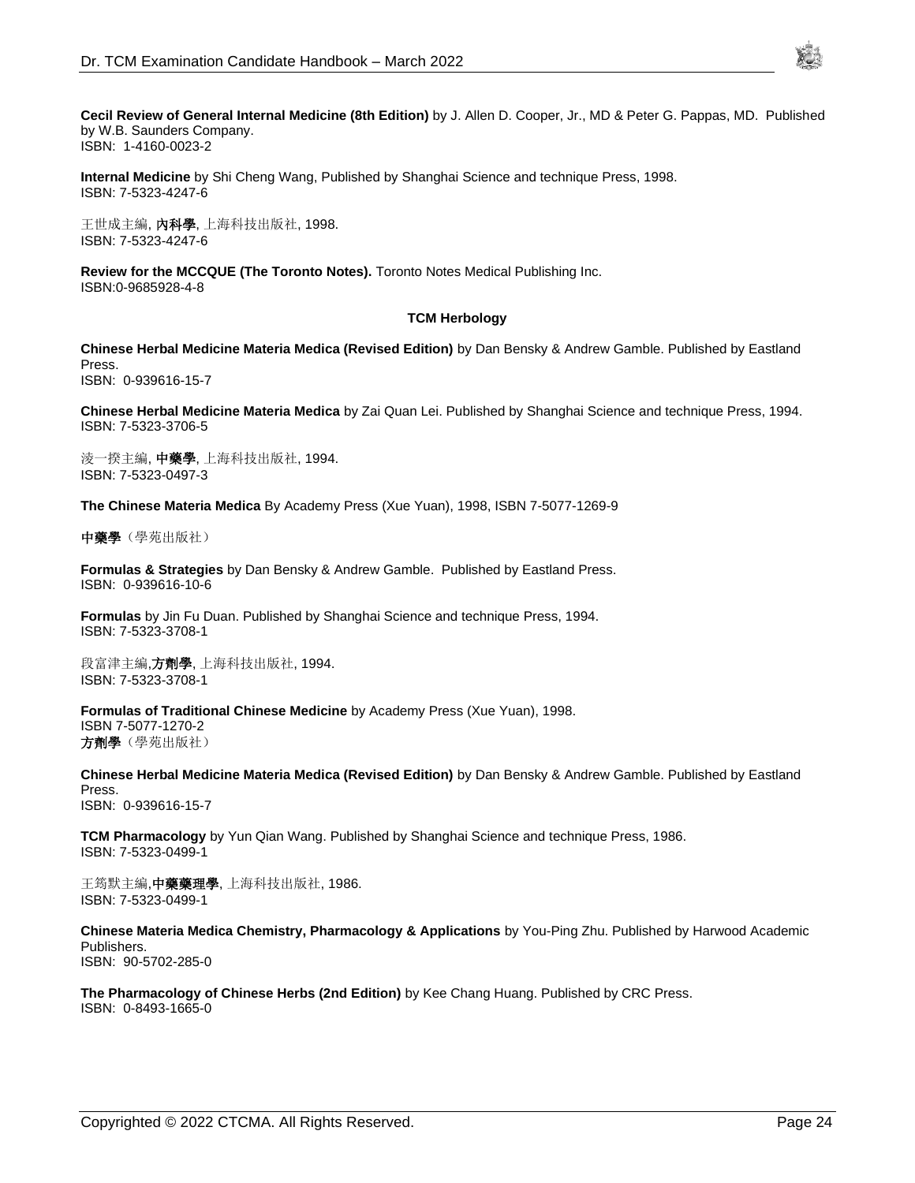**Cecil Review of General Internal Medicine (8th Edition)** by J. Allen D. Cooper, Jr., MD & Peter G. Pappas, MD. Published by W.B. Saunders Company.
ISBN: 1-4160-0023-2

**Internal Medicine** by Shi Cheng Wang, Published by Shanghai Science and technique Press, 1998.
ISBN: 7-5323-4247-6

王世成主編, **內科學**, 上海科技出版社, 1998.
ISBN: 7-5323-4247-6

**Review for the MCCQUE (The Toronto Notes).** Toronto Notes Medical Publishing Inc.
ISBN:0-9685928-4-8

**TCM Herbology**

**Chinese Herbal Medicine Materia Medica (Revised Edition)** by Dan Bensky & Andrew Gamble. Published by Eastland Press.
ISBN: 0-939616-15-7

**Chinese Herbal Medicine Materia Medica** by Zai Quan Lei. Published by Shanghai Science and technique Press, 1994.
ISBN: 7-5323-3706-5

淩一揆主編, **中藥學**, 上海科技出版社, 1994.
ISBN: 7-5323-0497-3

**The Chinese Materia Medica** By Academy Press (Xue Yuan), 1998, ISBN 7-5077-1269-9

**中藥學**（學苑出版社）

**Formulas & Strategies** by Dan Bensky & Andrew Gamble. Published by Eastland Press.
ISBN: 0-939616-10-6

**Formulas** by Jin Fu Duan. Published by Shanghai Science and technique Press, 1994.
ISBN: 7-5323-3708-1

段富津主編,**方劑學**, 上海科技出版社, 1994.
ISBN: 7-5323-3708-1

**Formulas of Traditional Chinese Medicine** by Academy Press (Xue Yuan), 1998.
ISBN 7-5077-1270-2
**方劑學**（學苑出版社）

**Chinese Herbal Medicine Materia Medica (Revised Edition)** by Dan Bensky & Andrew Gamble. Published by Eastland Press.
ISBN: 0-939616-15-7

**TCM Pharmacology** by Yun Qian Wang. Published by Shanghai Science and technique Press, 1986.
ISBN: 7-5323-0499-1

王筠默主編,**中藥藥理學**, 上海科技出版社, 1986.
ISBN: 7-5323-0499-1

**Chinese Materia Medica Chemistry, Pharmacology & Applications** by You-Ping Zhu. Published by Harwood Academic Publishers.
ISBN: 90-5702-285-0

**The Pharmacology of Chinese Herbs (2nd Edition)** by Kee Chang Huang. Published by CRC Press.
ISBN: 0-8493-1665-0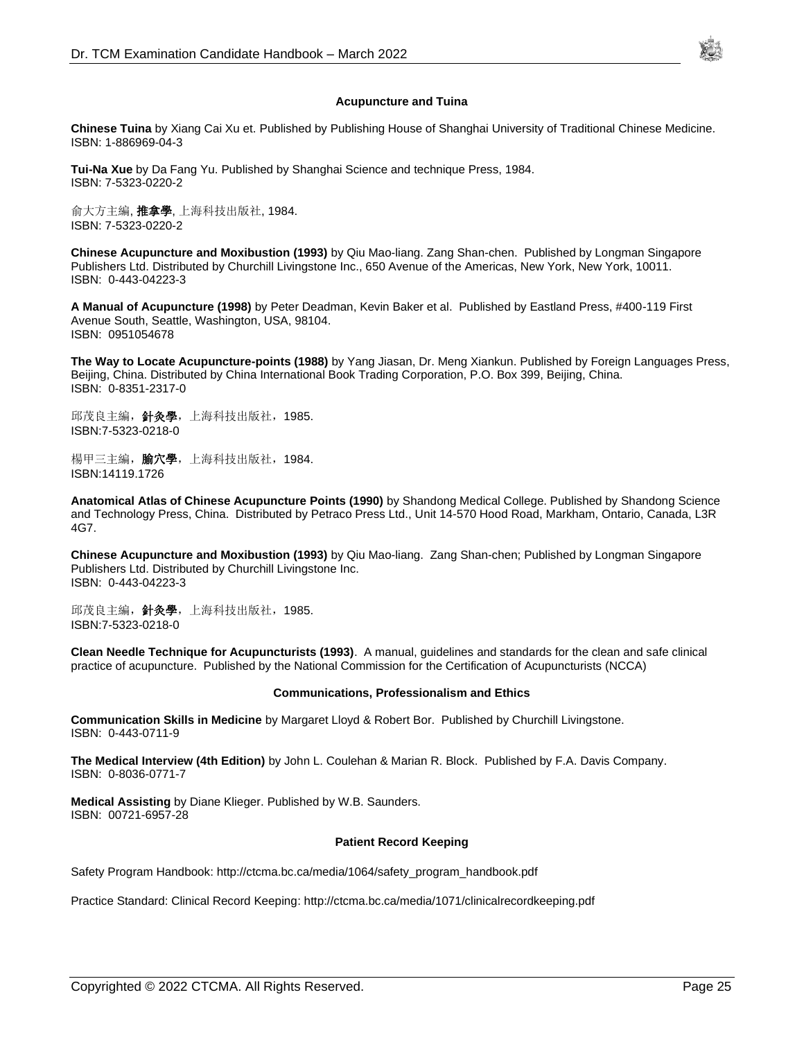### Acupuncture and Tuina

**Chinese Tuina** by Xiang Cai Xu et. Published by Publishing House of Shanghai University of Traditional Chinese Medicine.
ISBN: 1-886969-04-3

**Tui-Na Xue** by Da Fang Yu. Published by Shanghai Science and technique Press, 1984.
ISBN: 7-5323-0220-2

俞大方主編, **推拿學**, 上海科技出版社, 1984.
ISBN: 7-5323-0220-2

**Chinese Acupuncture and Moxibustion (1993)** by Qiu Mao-liang. Zang Shan-chen. Published by Longman Singapore Publishers Ltd. Distributed by Churchill Livingstone Inc., 650 Avenue of the Americas, New York, New York, 10011.
ISBN: 0-443-04223-3

**A Manual of Acupuncture (1998)** by Peter Deadman, Kevin Baker et al. Published by Eastland Press, #400-119 First Avenue South, Seattle, Washington, USA, 98104.
ISBN: 0951054678

**The Way to Locate Acupuncture-points (1988)** by Yang Jiasan, Dr. Meng Xiankun. Published by Foreign Languages Press, Beijing, China. Distributed by China International Book Trading Corporation, P.O. Box 399, Beijing, China.
ISBN: 0-8351-2317-0

邱茂良主編，**針灸學**，上海科技出版社，1985.
ISBN:7-5323-0218-0

楊甲三主編，**腧穴學**，上海科技出版社，1984.
ISBN:14119.1726

**Anatomical Atlas of Chinese Acupuncture Points (1990)** by Shandong Medical College. Published by Shandong Science and Technology Press, China. Distributed by Petraco Press Ltd., Unit 14-570 Hood Road, Markham, Ontario, Canada, L3R 4G7.

**Chinese Acupuncture and Moxibustion (1993)** by Qiu Mao-liang. Zang Shan-chen; Published by Longman Singapore Publishers Ltd. Distributed by Churchill Livingstone Inc.
ISBN: 0-443-04223-3

邱茂良主編，**針灸學**，上海科技出版社，1985.
ISBN:7-5323-0218-0

**Clean Needle Technique for Acupuncturists (1993)**. A manual, guidelines and standards for the clean and safe clinical practice of acupuncture. Published by the National Commission for the Certification of Acupuncturists (NCCA)

### Communications, Professionalism and Ethics

**Communication Skills in Medicine** by Margaret Lloyd & Robert Bor. Published by Churchill Livingstone.
ISBN: 0-443-0711-9

**The Medical Interview (4th Edition)** by John L. Coulehan & Marian R. Block. Published by F.A. Davis Company.
ISBN: 0-8036-0771-7

**Medical Assisting** by Diane Klieger. Published by W.B. Saunders.
ISBN: 00721-6957-28

### Patient Record Keeping

Safety Program Handbook: http://ctcma.bc.ca/media/1064/safety_program_handbook.pdf

Practice Standard: Clinical Record Keeping: http://ctcma.bc.ca/media/1071/clinicalrecordkeeping.pdf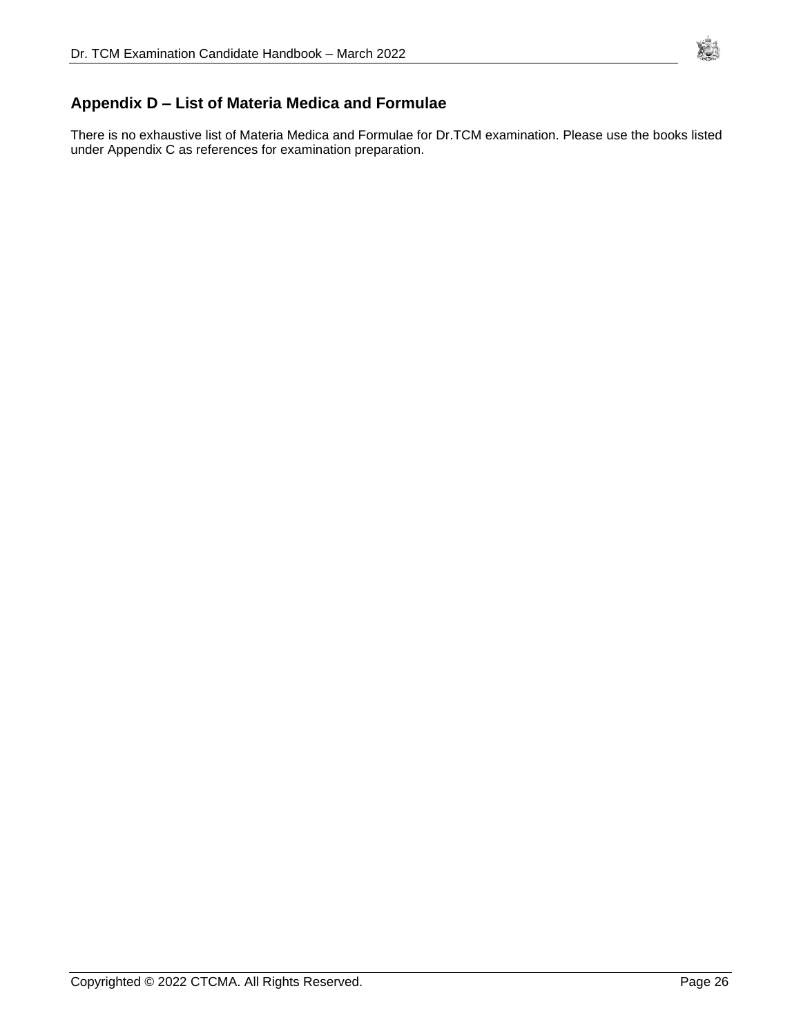## Appendix D – List of Materia Medica and Formulae

There is no exhaustive list of Materia Medica and Formulae for Dr.TCM examination. Please use the books listed under Appendix C as references for examination preparation.